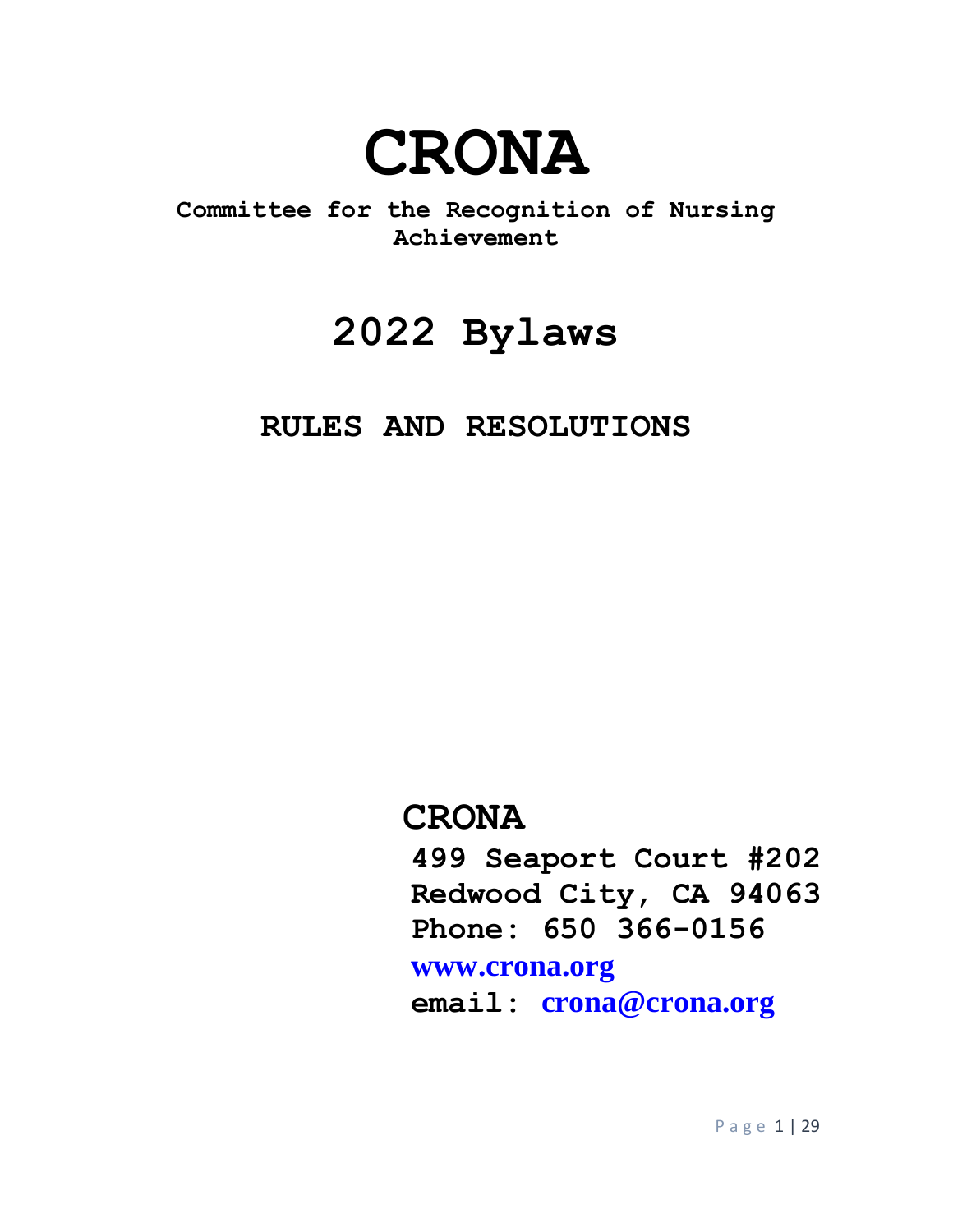# CRONA

**Committee for the Recognition of Nursing Achievement**

## 2022 Bylaws

### RULES AND RESOLUTIONS

**CRONA**

**499 Seaport Court #202**
**Redwood City, CA 94063**
**Phone: 650 366-0156**
**www.crona.org**
**email: crona@crona.org**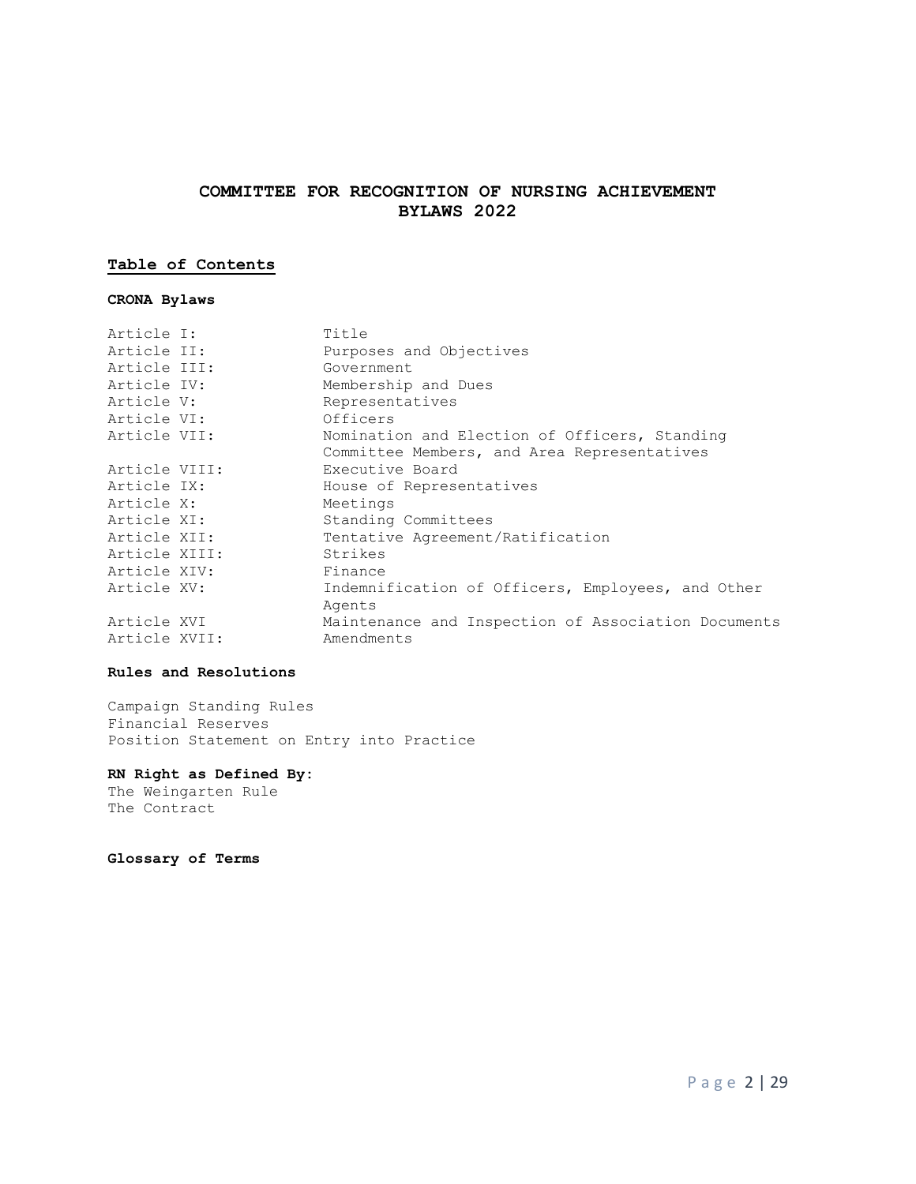# COMMITTEE FOR RECOGNITION OF NURSING ACHIEVEMENT BYLAWS 2022

## Table of Contents

**CRONA Bylaws**

| | |
|---|---|
| Article I: | Title |
| Article II: | Purposes and Objectives |
| Article III: | Government |
| Article IV: | Membership and Dues |
| Article V: | Representatives |
| Article VI: | Officers |
| Article VII: | Nomination and Election of Officers, Standing Committee Members, and Area Representatives |
| Article VIII: | Executive Board |
| Article IX: | House of Representatives |
| Article X: | Meetings |
| Article XI: | Standing Committees |
| Article XII: | Tentative Agreement/Ratification |
| Article XIII: | Strikes |
| Article XIV: | Finance |
| Article XV: | Indemnification of Officers, Employees, and Other Agents |
| Article XVI | Maintenance and Inspection of Association Documents |
| Article XVII: | Amendments |

**Rules and Resolutions**

Campaign Standing Rules
Financial Reserves
Position Statement on Entry into Practice

**RN Right as Defined By:**
The Weingarten Rule
The Contract

**Glossary of Terms**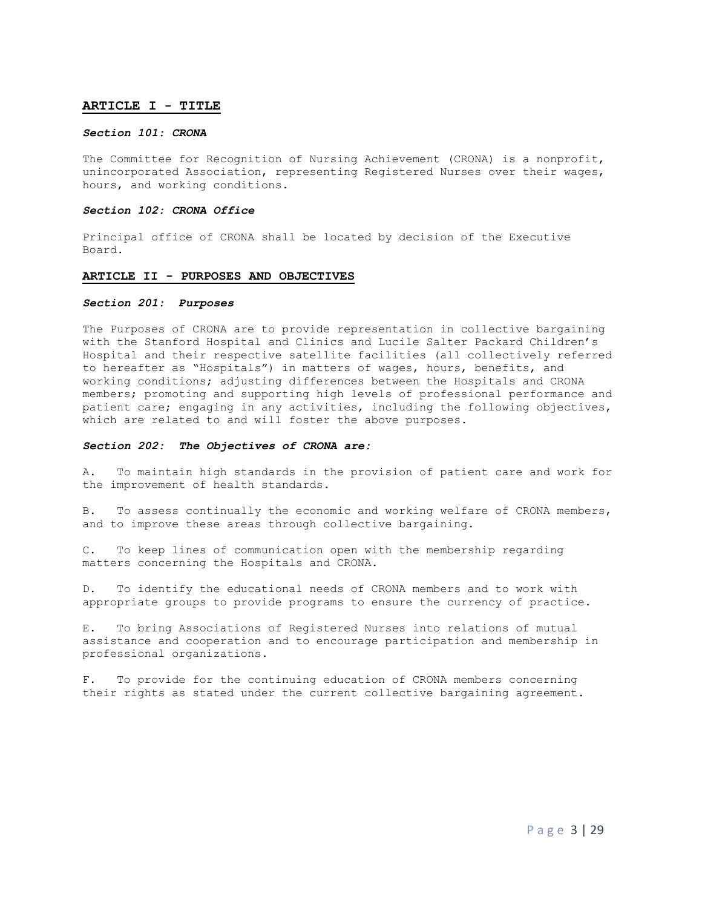## ARTICLE I - TITLE

### *Section 101: CRONA*

The Committee for Recognition of Nursing Achievement (CRONA) is a nonprofit, unincorporated Association, representing Registered Nurses over their wages, hours, and working conditions.

### *Section 102: CRONA Office*

Principal office of CRONA shall be located by decision of the Executive Board.

## ARTICLE II - PURPOSES AND OBJECTIVES

### *Section 201: Purposes*

The Purposes of CRONA are to provide representation in collective bargaining with the Stanford Hospital and Clinics and Lucile Salter Packard Children's Hospital and their respective satellite facilities (all collectively referred to hereafter as "Hospitals") in matters of wages, hours, benefits, and working conditions; adjusting differences between the Hospitals and CRONA members; promoting and supporting high levels of professional performance and patient care; engaging in any activities, including the following objectives, which are related to and will foster the above purposes.

### *Section 202: The Objectives of CRONA are:*

A. To maintain high standards in the provision of patient care and work for the improvement of health standards.

B. To assess continually the economic and working welfare of CRONA members, and to improve these areas through collective bargaining.

C. To keep lines of communication open with the membership regarding matters concerning the Hospitals and CRONA.

D. To identify the educational needs of CRONA members and to work with appropriate groups to provide programs to ensure the currency of practice.

E. To bring Associations of Registered Nurses into relations of mutual assistance and cooperation and to encourage participation and membership in professional organizations.

F. To provide for the continuing education of CRONA members concerning their rights as stated under the current collective bargaining agreement.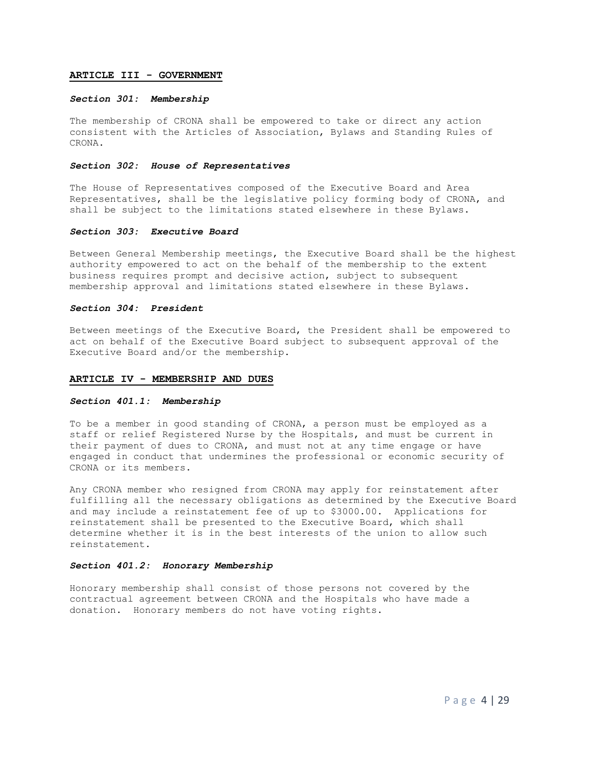## ARTICLE III - GOVERNMENT

### *Section 301: Membership*

The membership of CRONA shall be empowered to take or direct any action consistent with the Articles of Association, Bylaws and Standing Rules of CRONA.

### *Section 302: House of Representatives*

The House of Representatives composed of the Executive Board and Area Representatives, shall be the legislative policy forming body of CRONA, and shall be subject to the limitations stated elsewhere in these Bylaws.

### *Section 303: Executive Board*

Between General Membership meetings, the Executive Board shall be the highest authority empowered to act on the behalf of the membership to the extent business requires prompt and decisive action, subject to subsequent membership approval and limitations stated elsewhere in these Bylaws.

### *Section 304: President*

Between meetings of the Executive Board, the President shall be empowered to act on behalf of the Executive Board subject to subsequent approval of the Executive Board and/or the membership.

## ARTICLE IV - MEMBERSHIP AND DUES

### *Section 401.1: Membership*

To be a member in good standing of CRONA, a person must be employed as a staff or relief Registered Nurse by the Hospitals, and must be current in their payment of dues to CRONA, and must not at any time engage or have engaged in conduct that undermines the professional or economic security of CRONA or its members.

Any CRONA member who resigned from CRONA may apply for reinstatement after fulfilling all the necessary obligations as determined by the Executive Board and may include a reinstatement fee of up to $3000.00. Applications for reinstatement shall be presented to the Executive Board, which shall determine whether it is in the best interests of the union to allow such reinstatement.

### *Section 401.2: Honorary Membership*

Honorary membership shall consist of those persons not covered by the contractual agreement between CRONA and the Hospitals who have made a donation. Honorary members do not have voting rights.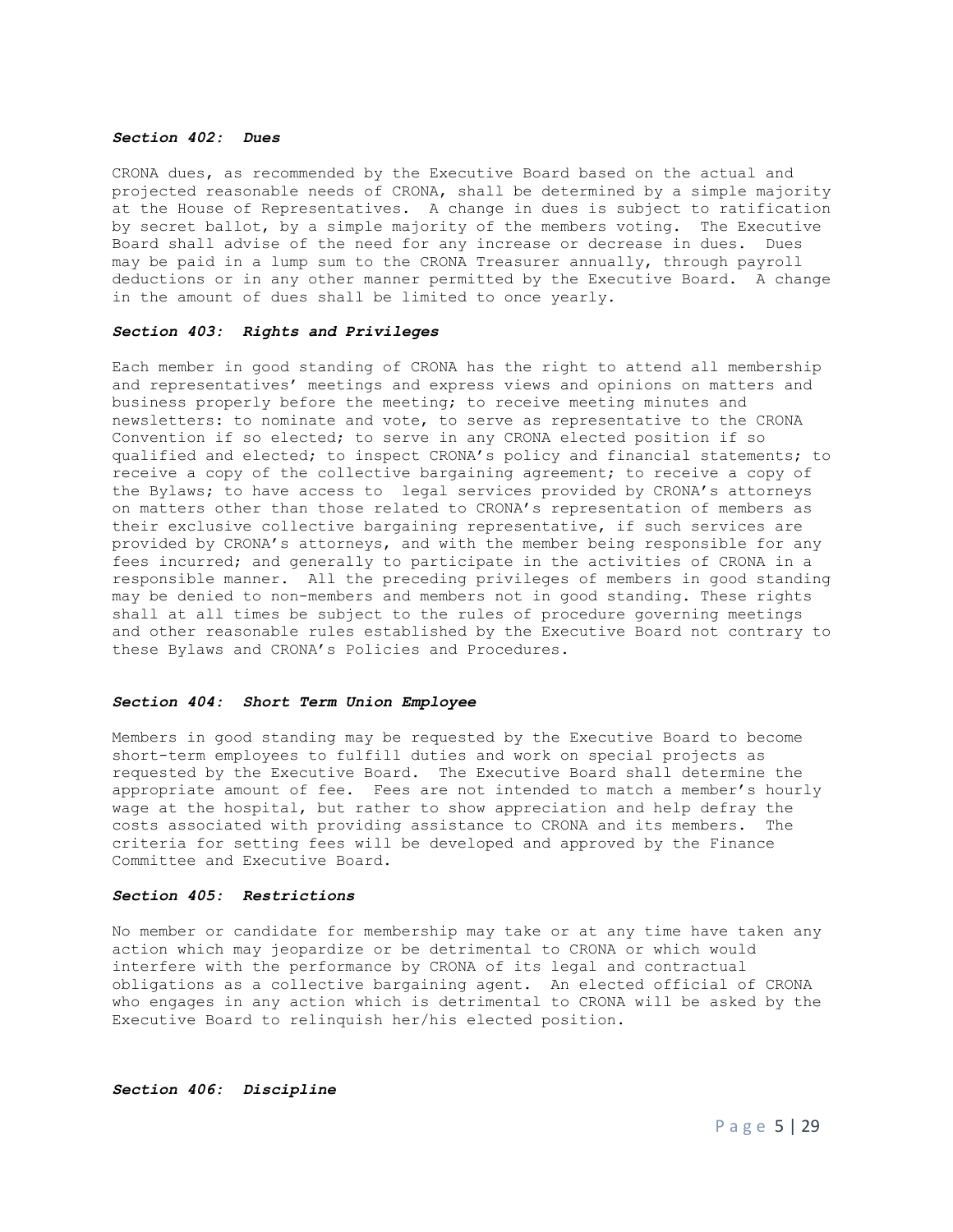### ***Section 402: Dues***

CRONA dues, as recommended by the Executive Board based on the actual and projected reasonable needs of CRONA, shall be determined by a simple majority at the House of Representatives. A change in dues is subject to ratification by secret ballot, by a simple majority of the members voting. The Executive Board shall advise of the need for any increase or decrease in dues. Dues may be paid in a lump sum to the CRONA Treasurer annually, through payroll deductions or in any other manner permitted by the Executive Board. A change in the amount of dues shall be limited to once yearly.

### ***Section 403: Rights and Privileges***

Each member in good standing of CRONA has the right to attend all membership and representatives' meetings and express views and opinions on matters and business properly before the meeting; to receive meeting minutes and newsletters: to nominate and vote, to serve as representative to the CRONA Convention if so elected; to serve in any CRONA elected position if so qualified and elected; to inspect CRONA's policy and financial statements; to receive a copy of the collective bargaining agreement; to receive a copy of the Bylaws; to have access to legal services provided by CRONA's attorneys on matters other than those related to CRONA's representation of members as their exclusive collective bargaining representative, if such services are provided by CRONA's attorneys, and with the member being responsible for any fees incurred; and generally to participate in the activities of CRONA in a responsible manner. All the preceding privileges of members in good standing may be denied to non-members and members not in good standing. These rights shall at all times be subject to the rules of procedure governing meetings and other reasonable rules established by the Executive Board not contrary to these Bylaws and CRONA's Policies and Procedures.

### ***Section 404: Short Term Union Employee***

Members in good standing may be requested by the Executive Board to become short-term employees to fulfill duties and work on special projects as requested by the Executive Board. The Executive Board shall determine the appropriate amount of fee. Fees are not intended to match a member's hourly wage at the hospital, but rather to show appreciation and help defray the costs associated with providing assistance to CRONA and its members. The criteria for setting fees will be developed and approved by the Finance Committee and Executive Board.

### ***Section 405: Restrictions***

No member or candidate for membership may take or at any time have taken any action which may jeopardize or be detrimental to CRONA or which would interfere with the performance by CRONA of its legal and contractual obligations as a collective bargaining agent. An elected official of CRONA who engages in any action which is detrimental to CRONA will be asked by the Executive Board to relinquish her/his elected position.

### ***Section 406: Discipline***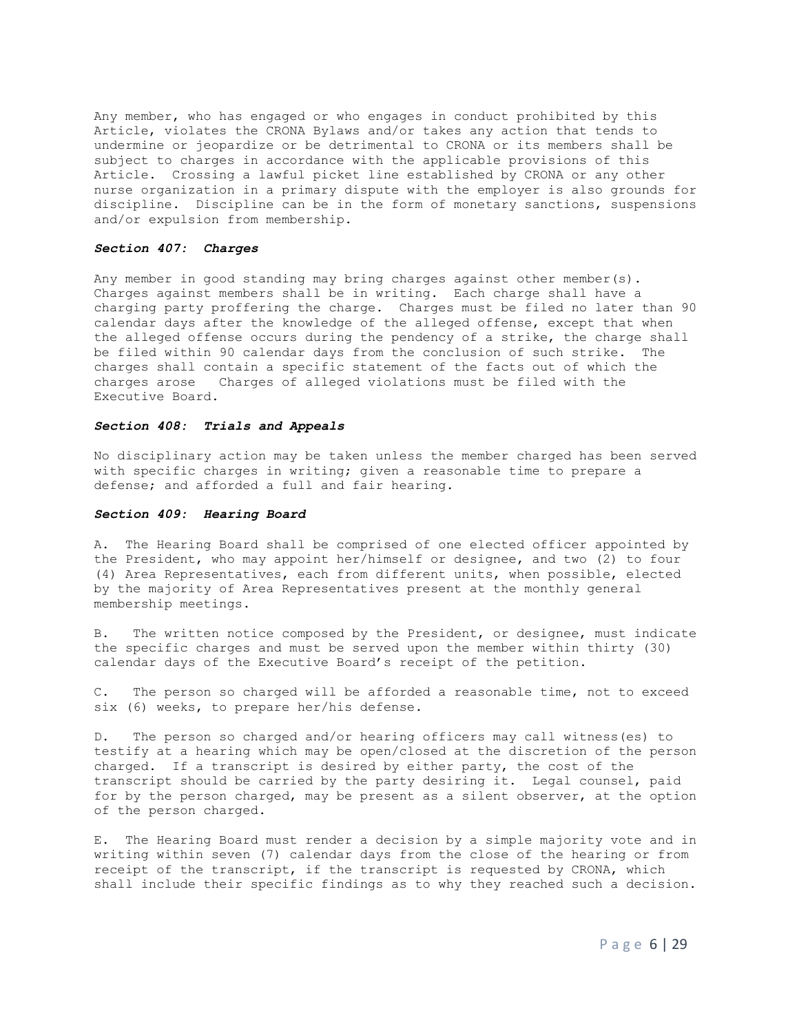Any member, who has engaged or who engages in conduct prohibited by this Article, violates the CRONA Bylaws and/or takes any action that tends to undermine or jeopardize or be detrimental to CRONA or its members shall be subject to charges in accordance with the applicable provisions of this Article. Crossing a lawful picket line established by CRONA or any other nurse organization in a primary dispute with the employer is also grounds for discipline. Discipline can be in the form of monetary sanctions, suspensions and/or expulsion from membership.

### *Section 407: Charges*

Any member in good standing may bring charges against other member(s). Charges against members shall be in writing. Each charge shall have a charging party proffering the charge. Charges must be filed no later than 90 calendar days after the knowledge of the alleged offense, except that when the alleged offense occurs during the pendency of a strike, the charge shall be filed within 90 calendar days from the conclusion of such strike. The charges shall contain a specific statement of the facts out of which the charges arose Charges of alleged violations must be filed with the Executive Board.

### *Section 408: Trials and Appeals*

No disciplinary action may be taken unless the member charged has been served with specific charges in writing; given a reasonable time to prepare a defense; and afforded a full and fair hearing.

### *Section 409: Hearing Board*

A. The Hearing Board shall be comprised of one elected officer appointed by the President, who may appoint her/himself or designee, and two (2) to four (4) Area Representatives, each from different units, when possible, elected by the majority of Area Representatives present at the monthly general membership meetings.

B. The written notice composed by the President, or designee, must indicate the specific charges and must be served upon the member within thirty (30) calendar days of the Executive Board's receipt of the petition.

C. The person so charged will be afforded a reasonable time, not to exceed six (6) weeks, to prepare her/his defense.

D. The person so charged and/or hearing officers may call witness(es) to testify at a hearing which may be open/closed at the discretion of the person charged. If a transcript is desired by either party, the cost of the transcript should be carried by the party desiring it. Legal counsel, paid for by the person charged, may be present as a silent observer, at the option of the person charged.

E. The Hearing Board must render a decision by a simple majority vote and in writing within seven (7) calendar days from the close of the hearing or from receipt of the transcript, if the transcript is requested by CRONA, which shall include their specific findings as to why they reached such a decision.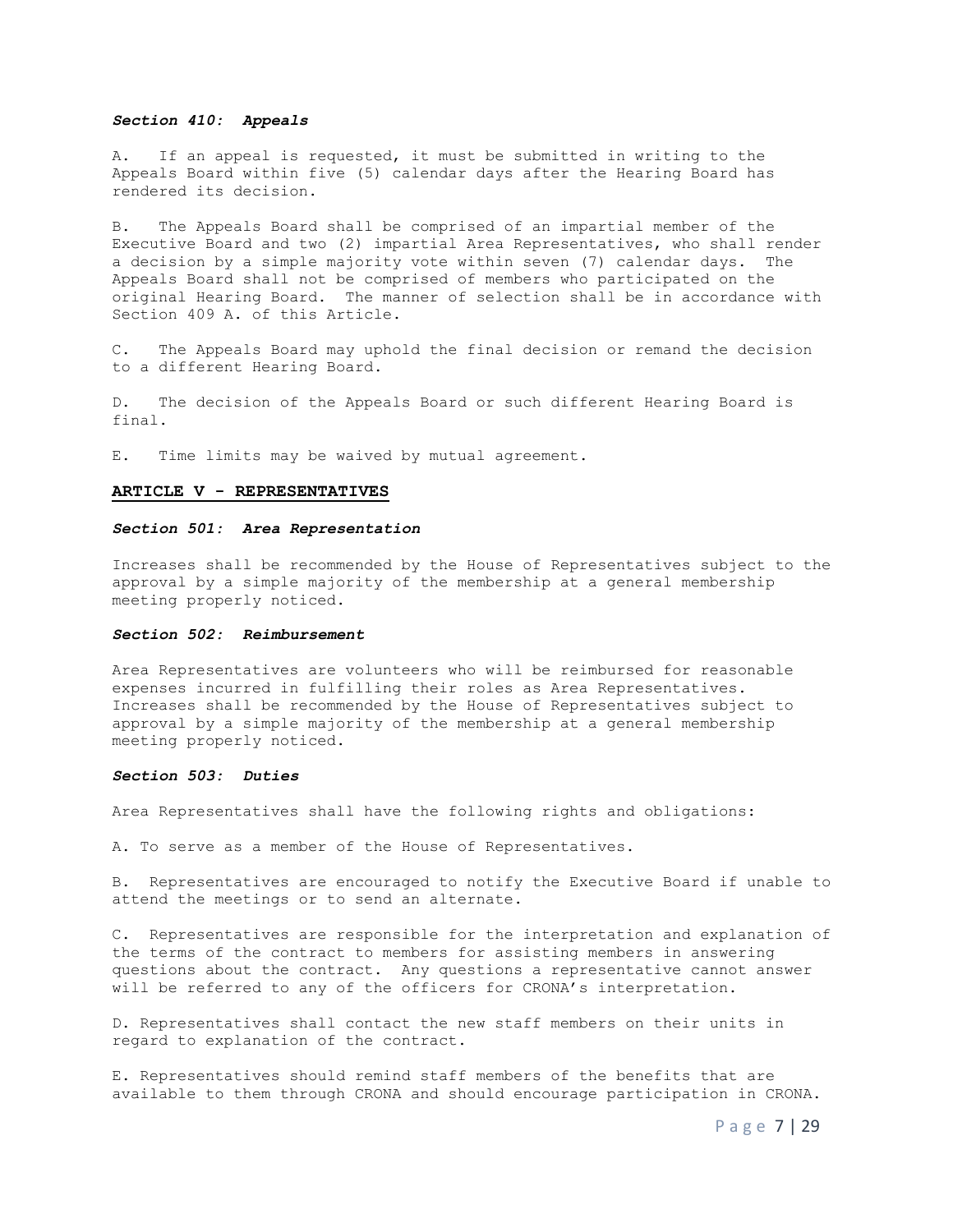***Section 410: Appeals***

A. If an appeal is requested, it must be submitted in writing to the Appeals Board within five (5) calendar days after the Hearing Board has rendered its decision.

B. The Appeals Board shall be comprised of an impartial member of the Executive Board and two (2) impartial Area Representatives, who shall render a decision by a simple majority vote within seven (7) calendar days. The Appeals Board shall not be comprised of members who participated on the original Hearing Board. The manner of selection shall be in accordance with Section 409 A. of this Article.

C. The Appeals Board may uphold the final decision or remand the decision to a different Hearing Board.

D. The decision of the Appeals Board or such different Hearing Board is final.

E. Time limits may be waived by mutual agreement.

## ARTICLE V - REPRESENTATIVES

***Section 501: Area Representation***

Increases shall be recommended by the House of Representatives subject to the approval by a simple majority of the membership at a general membership meeting properly noticed.

***Section 502: Reimbursement***

Area Representatives are volunteers who will be reimbursed for reasonable expenses incurred in fulfilling their roles as Area Representatives. Increases shall be recommended by the House of Representatives subject to approval by a simple majority of the membership at a general membership meeting properly noticed.

***Section 503: Duties***

Area Representatives shall have the following rights and obligations:

A. To serve as a member of the House of Representatives.

B. Representatives are encouraged to notify the Executive Board if unable to attend the meetings or to send an alternate.

C. Representatives are responsible for the interpretation and explanation of the terms of the contract to members for assisting members in answering questions about the contract. Any questions a representative cannot answer will be referred to any of the officers for CRONA's interpretation.

D. Representatives shall contact the new staff members on their units in regard to explanation of the contract.

E. Representatives should remind staff members of the benefits that are available to them through CRONA and should encourage participation in CRONA.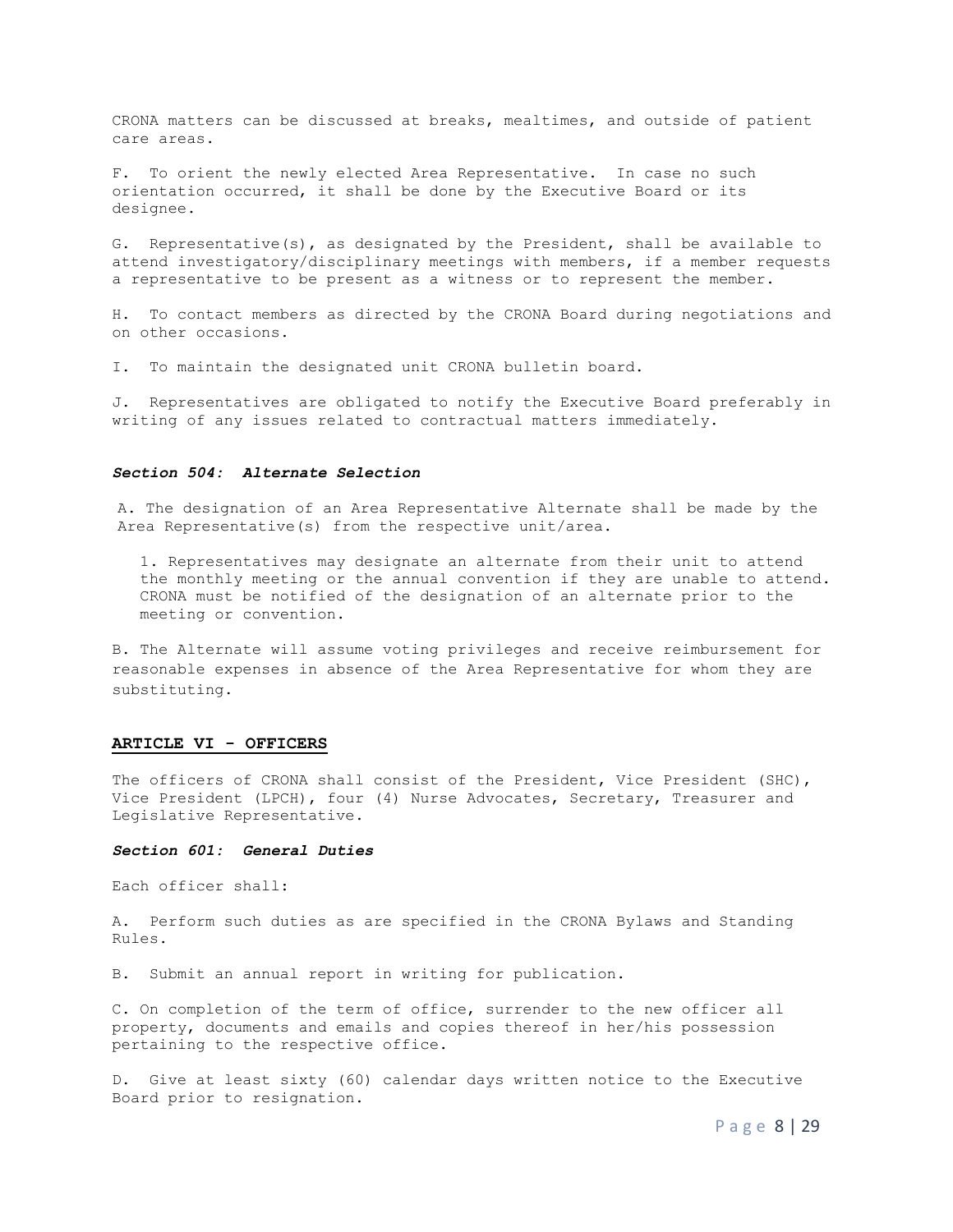CRONA matters can be discussed at breaks, mealtimes, and outside of patient care areas.

F. To orient the newly elected Area Representative. In case no such orientation occurred, it shall be done by the Executive Board or its designee.

G. Representative(s), as designated by the President, shall be available to attend investigatory/disciplinary meetings with members, if a member requests a representative to be present as a witness or to represent the member.

H. To contact members as directed by the CRONA Board during negotiations and on other occasions.

I. To maintain the designated unit CRONA bulletin board.

J. Representatives are obligated to notify the Executive Board preferably in writing of any issues related to contractual matters immediately.

### *Section 504: Alternate Selection*

A. The designation of an Area Representative Alternate shall be made by the Area Representative(s) from the respective unit/area.

1. Representatives may designate an alternate from their unit to attend the monthly meeting or the annual convention if they are unable to attend. CRONA must be notified of the designation of an alternate prior to the meeting or convention.

B. The Alternate will assume voting privileges and receive reimbursement for reasonable expenses in absence of the Area Representative for whom they are substituting.

## ARTICLE VI - OFFICERS

The officers of CRONA shall consist of the President, Vice President (SHC), Vice President (LPCH), four (4) Nurse Advocates, Secretary, Treasurer and Legislative Representative.

### *Section 601: General Duties*

Each officer shall:

A. Perform such duties as are specified in the CRONA Bylaws and Standing Rules.

B. Submit an annual report in writing for publication.

C. On completion of the term of office, surrender to the new officer all property, documents and emails and copies thereof in her/his possession pertaining to the respective office.

D. Give at least sixty (60) calendar days written notice to the Executive Board prior to resignation.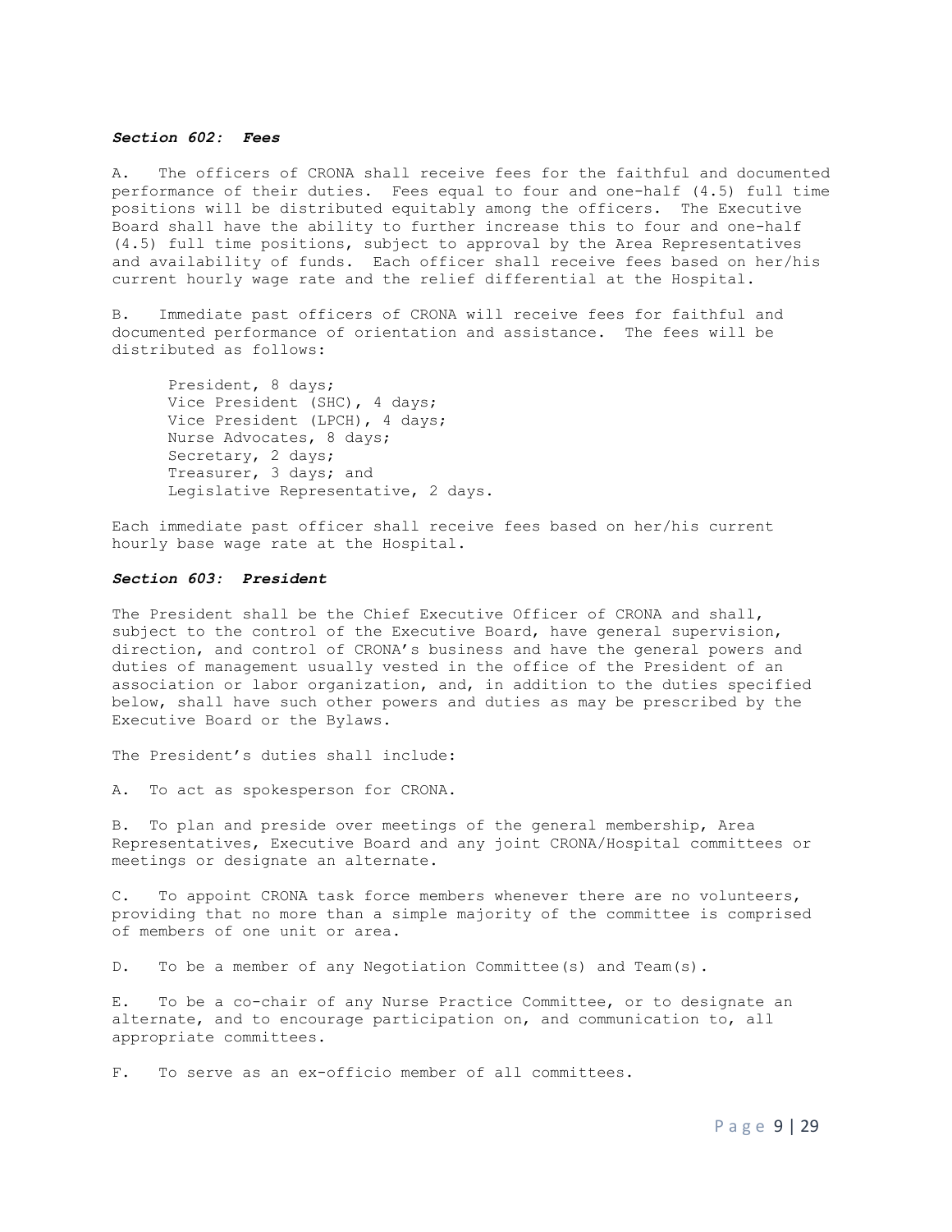***Section 602: Fees***

A. The officers of CRONA shall receive fees for the faithful and documented performance of their duties. Fees equal to four and one-half (4.5) full time positions will be distributed equitably among the officers. The Executive Board shall have the ability to further increase this to four and one-half (4.5) full time positions, subject to approval by the Area Representatives and availability of funds. Each officer shall receive fees based on her/his current hourly wage rate and the relief differential at the Hospital.

B. Immediate past officers of CRONA will receive fees for faithful and documented performance of orientation and assistance. The fees will be distributed as follows:

President, 8 days;
Vice President (SHC), 4 days;
Vice President (LPCH), 4 days;
Nurse Advocates, 8 days;
Secretary, 2 days;
Treasurer, 3 days; and
Legislative Representative, 2 days.

Each immediate past officer shall receive fees based on her/his current hourly base wage rate at the Hospital.

***Section 603: President***

The President shall be the Chief Executive Officer of CRONA and shall, subject to the control of the Executive Board, have general supervision, direction, and control of CRONA's business and have the general powers and duties of management usually vested in the office of the President of an association or labor organization, and, in addition to the duties specified below, shall have such other powers and duties as may be prescribed by the Executive Board or the Bylaws.

The President's duties shall include:

A. To act as spokesperson for CRONA.

B. To plan and preside over meetings of the general membership, Area Representatives, Executive Board and any joint CRONA/Hospital committees or meetings or designate an alternate.

C. To appoint CRONA task force members whenever there are no volunteers, providing that no more than a simple majority of the committee is comprised of members of one unit or area.

D. To be a member of any Negotiation Committee(s) and Team(s).

E. To be a co-chair of any Nurse Practice Committee, or to designate an alternate, and to encourage participation on, and communication to, all appropriate committees.

F. To serve as an ex-officio member of all committees.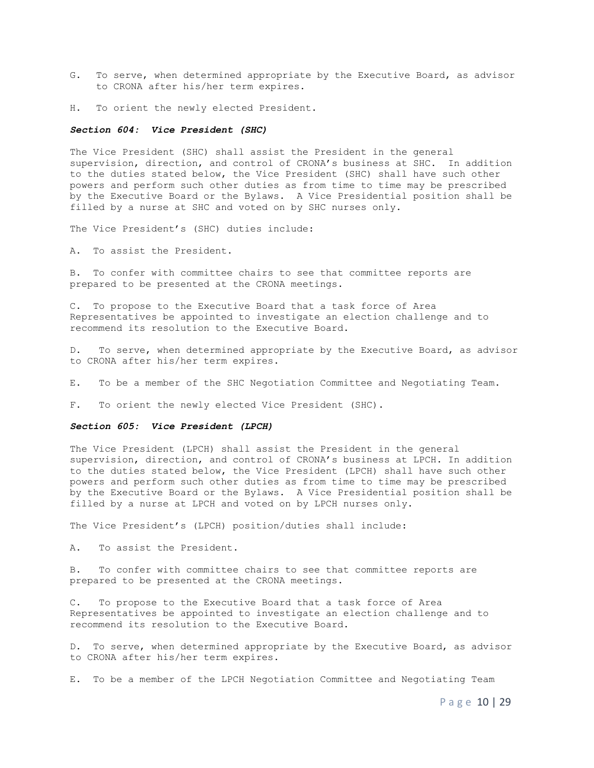G. To serve, when determined appropriate by the Executive Board, as advisor to CRONA after his/her term expires.

H. To orient the newly elected President.

### ***Section 604: Vice President (SHC)***

The Vice President (SHC) shall assist the President in the general supervision, direction, and control of CRONA's business at SHC. In addition to the duties stated below, the Vice President (SHC) shall have such other powers and perform such other duties as from time to time may be prescribed by the Executive Board or the Bylaws. A Vice Presidential position shall be filled by a nurse at SHC and voted on by SHC nurses only.

The Vice President's (SHC) duties include:

A. To assist the President.

B. To confer with committee chairs to see that committee reports are prepared to be presented at the CRONA meetings.

C. To propose to the Executive Board that a task force of Area Representatives be appointed to investigate an election challenge and to recommend its resolution to the Executive Board.

D. To serve, when determined appropriate by the Executive Board, as advisor to CRONA after his/her term expires.

E. To be a member of the SHC Negotiation Committee and Negotiating Team.

F. To orient the newly elected Vice President (SHC).

### ***Section 605: Vice President (LPCH)***

The Vice President (LPCH) shall assist the President in the general supervision, direction, and control of CRONA's business at LPCH. In addition to the duties stated below, the Vice President (LPCH) shall have such other powers and perform such other duties as from time to time may be prescribed by the Executive Board or the Bylaws. A Vice Presidential position shall be filled by a nurse at LPCH and voted on by LPCH nurses only.

The Vice President's (LPCH) position/duties shall include:

A. To assist the President.

B. To confer with committee chairs to see that committee reports are prepared to be presented at the CRONA meetings.

C. To propose to the Executive Board that a task force of Area Representatives be appointed to investigate an election challenge and to recommend its resolution to the Executive Board.

D. To serve, when determined appropriate by the Executive Board, as advisor to CRONA after his/her term expires.

E. To be a member of the LPCH Negotiation Committee and Negotiating Team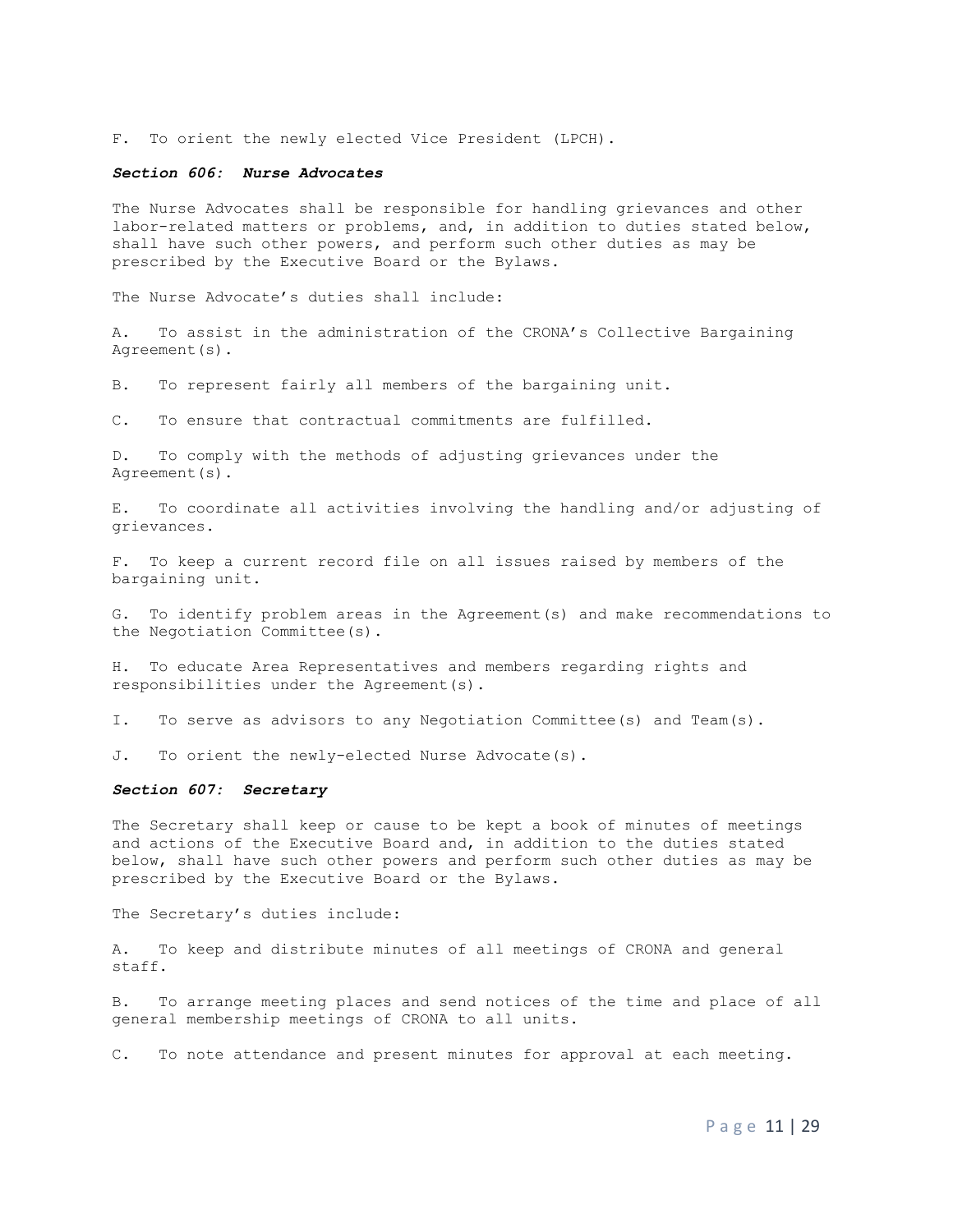F. To orient the newly elected Vice President (LPCH).

### ***Section 606: Nurse Advocates***

The Nurse Advocates shall be responsible for handling grievances and other labor-related matters or problems, and, in addition to duties stated below, shall have such other powers, and perform such other duties as may be prescribed by the Executive Board or the Bylaws.

The Nurse Advocate's duties shall include:

A. To assist in the administration of the CRONA's Collective Bargaining Agreement(s).

B. To represent fairly all members of the bargaining unit.

C. To ensure that contractual commitments are fulfilled.

D. To comply with the methods of adjusting grievances under the Agreement(s).

E. To coordinate all activities involving the handling and/or adjusting of grievances.

F. To keep a current record file on all issues raised by members of the bargaining unit.

G. To identify problem areas in the Agreement(s) and make recommendations to the Negotiation Committee(s).

H. To educate Area Representatives and members regarding rights and responsibilities under the Agreement(s).

I. To serve as advisors to any Negotiation Committee(s) and Team(s).

J. To orient the newly-elected Nurse Advocate(s).

### ***Section 607: Secretary***

The Secretary shall keep or cause to be kept a book of minutes of meetings and actions of the Executive Board and, in addition to the duties stated below, shall have such other powers and perform such other duties as may be prescribed by the Executive Board or the Bylaws.

The Secretary's duties include:

A. To keep and distribute minutes of all meetings of CRONA and general staff.

B. To arrange meeting places and send notices of the time and place of all general membership meetings of CRONA to all units.

C. To note attendance and present minutes for approval at each meeting.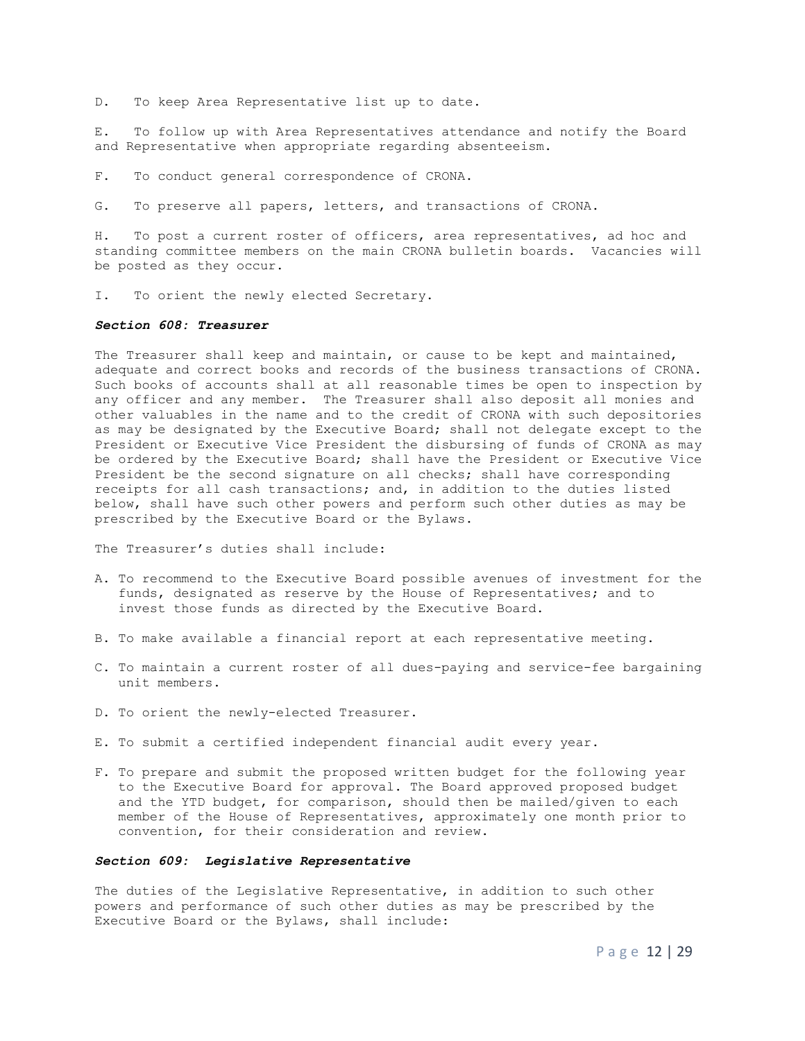D. To keep Area Representative list up to date.

E. To follow up with Area Representatives attendance and notify the Board and Representative when appropriate regarding absenteeism.

F. To conduct general correspondence of CRONA.

G. To preserve all papers, letters, and transactions of CRONA.

H. To post a current roster of officers, area representatives, ad hoc and standing committee members on the main CRONA bulletin boards. Vacancies will be posted as they occur.

I. To orient the newly elected Secretary.

***Section 608: Treasurer***

The Treasurer shall keep and maintain, or cause to be kept and maintained, adequate and correct books and records of the business transactions of CRONA. Such books of accounts shall at all reasonable times be open to inspection by any officer and any member. The Treasurer shall also deposit all monies and other valuables in the name and to the credit of CRONA with such depositories as may be designated by the Executive Board; shall not delegate except to the President or Executive Vice President the disbursing of funds of CRONA as may be ordered by the Executive Board; shall have the President or Executive Vice President be the second signature on all checks; shall have corresponding receipts for all cash transactions; and, in addition to the duties listed below, shall have such other powers and perform such other duties as may be prescribed by the Executive Board or the Bylaws.

The Treasurer's duties shall include:

A. To recommend to the Executive Board possible avenues of investment for the funds, designated as reserve by the House of Representatives; and to invest those funds as directed by the Executive Board.

B. To make available a financial report at each representative meeting.

C. To maintain a current roster of all dues-paying and service-fee bargaining unit members.

D. To orient the newly-elected Treasurer.

E. To submit a certified independent financial audit every year.

F. To prepare and submit the proposed written budget for the following year to the Executive Board for approval. The Board approved proposed budget and the YTD budget, for comparison, should then be mailed/given to each member of the House of Representatives, approximately one month prior to convention, for their consideration and review.

***Section 609: Legislative Representative***

The duties of the Legislative Representative, in addition to such other powers and performance of such other duties as may be prescribed by the Executive Board or the Bylaws, shall include: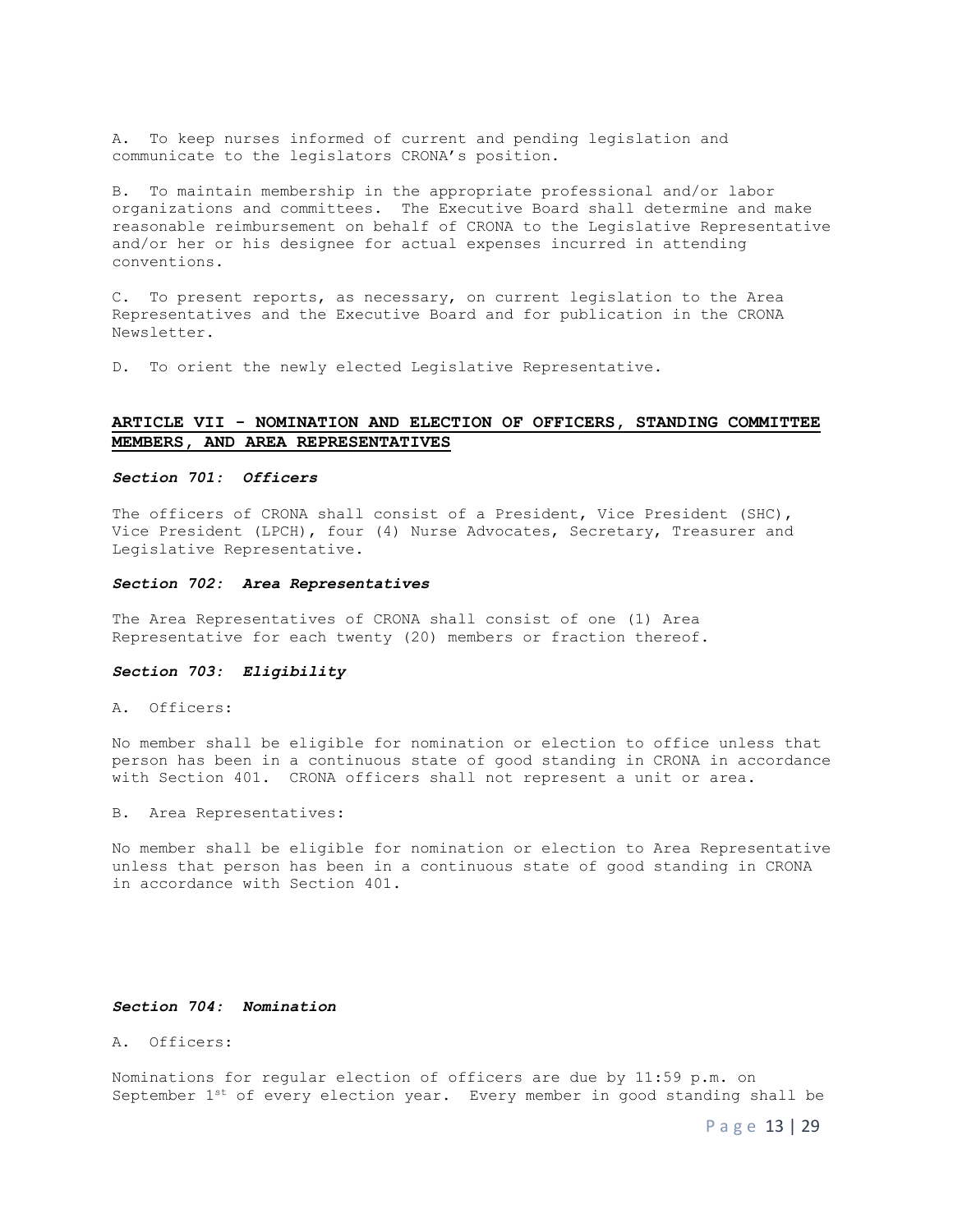A. To keep nurses informed of current and pending legislation and communicate to the legislators CRONA's position.

B. To maintain membership in the appropriate professional and/or labor organizations and committees. The Executive Board shall determine and make reasonable reimbursement on behalf of CRONA to the Legislative Representative and/or her or his designee for actual expenses incurred in attending conventions.

C. To present reports, as necessary, on current legislation to the Area Representatives and the Executive Board and for publication in the CRONA Newsletter.

D. To orient the newly elected Legislative Representative.

## ARTICLE VII - NOMINATION AND ELECTION OF OFFICERS, STANDING COMMITTEE MEMBERS, AND AREA REPRESENTATIVES

### *Section 701: Officers*

The officers of CRONA shall consist of a President, Vice President (SHC), Vice President (LPCH), four (4) Nurse Advocates, Secretary, Treasurer and Legislative Representative.

### *Section 702: Area Representatives*

The Area Representatives of CRONA shall consist of one (1) Area Representative for each twenty (20) members or fraction thereof.

### *Section 703: Eligibility*

A. Officers:

No member shall be eligible for nomination or election to office unless that person has been in a continuous state of good standing in CRONA in accordance with Section 401. CRONA officers shall not represent a unit or area.

B. Area Representatives:

No member shall be eligible for nomination or election to Area Representative unless that person has been in a continuous state of good standing in CRONA in accordance with Section 401.

### *Section 704: Nomination*

A. Officers:

Nominations for regular election of officers are due by 11:59 p.m. on September 1st of every election year. Every member in good standing shall be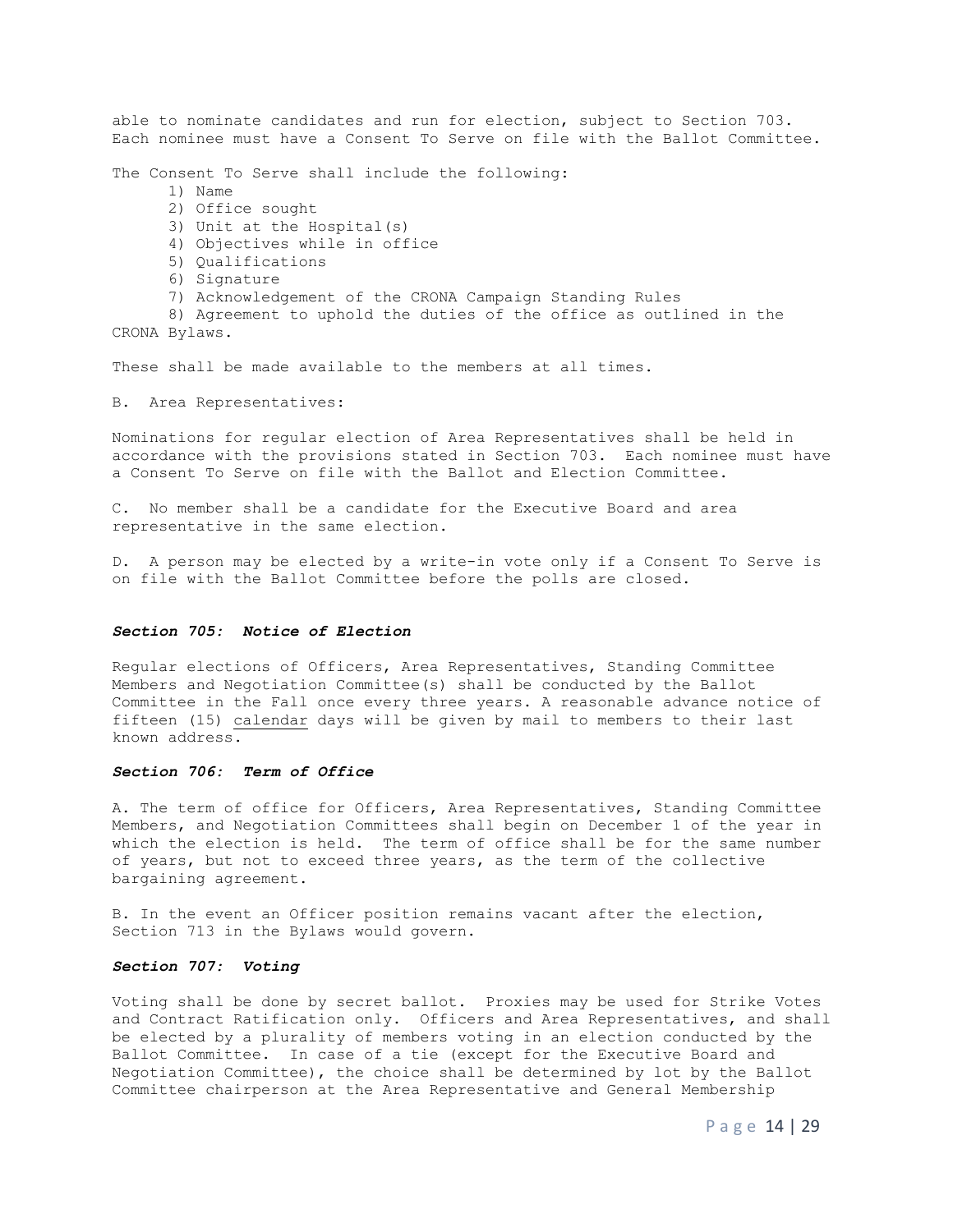able to nominate candidates and run for election, subject to Section 703. Each nominee must have a Consent To Serve on file with the Ballot Committee.

The Consent To Serve shall include the following:

1) Name
2) Office sought
3) Unit at the Hospital(s)
4) Objectives while in office
5) Qualifications
6) Signature
7) Acknowledgement of the CRONA Campaign Standing Rules
8) Agreement to uphold the duties of the office as outlined in the CRONA Bylaws.

These shall be made available to the members at all times.

B. Area Representatives:

Nominations for regular election of Area Representatives shall be held in accordance with the provisions stated in Section 703. Each nominee must have a Consent To Serve on file with the Ballot and Election Committee.

C. No member shall be a candidate for the Executive Board and area representative in the same election.

D. A person may be elected by a write-in vote only if a Consent To Serve is on file with the Ballot Committee before the polls are closed.

### *Section 705: Notice of Election*

Regular elections of Officers, Area Representatives, Standing Committee Members and Negotiation Committee(s) shall be conducted by the Ballot Committee in the Fall once every three years. A reasonable advance notice of fifteen (15) calendar days will be given by mail to members to their last known address.

### *Section 706: Term of Office*

A. The term of office for Officers, Area Representatives, Standing Committee Members, and Negotiation Committees shall begin on December 1 of the year in which the election is held. The term of office shall be for the same number of years, but not to exceed three years, as the term of the collective bargaining agreement.

B. In the event an Officer position remains vacant after the election, Section 713 in the Bylaws would govern.

### *Section 707: Voting*

Voting shall be done by secret ballot. Proxies may be used for Strike Votes and Contract Ratification only. Officers and Area Representatives, and shall be elected by a plurality of members voting in an election conducted by the Ballot Committee. In case of a tie (except for the Executive Board and Negotiation Committee), the choice shall be determined by lot by the Ballot Committee chairperson at the Area Representative and General Membership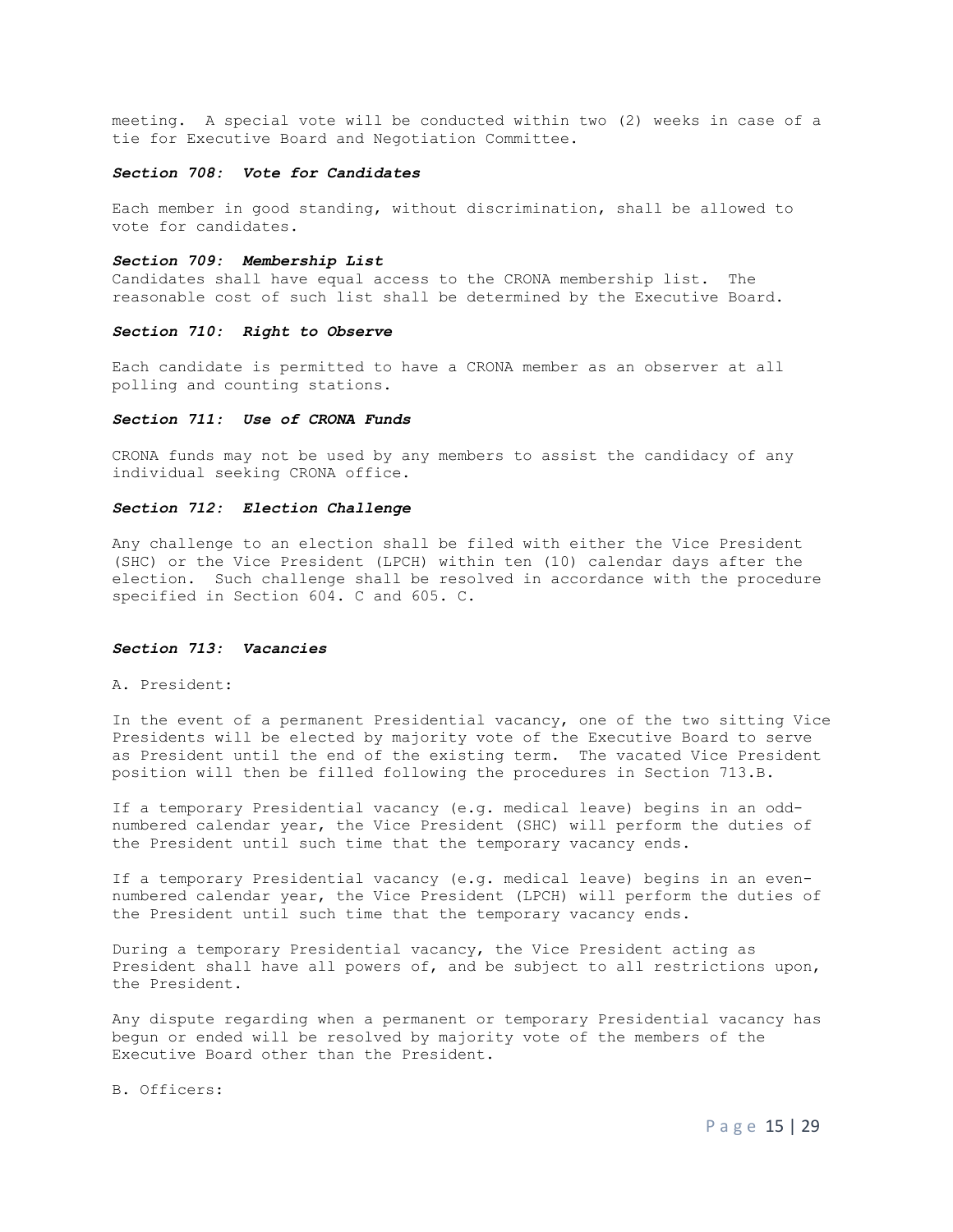meeting. A special vote will be conducted within two (2) weeks in case of a tie for Executive Board and Negotiation Committee.

### *Section 708: Vote for Candidates*

Each member in good standing, without discrimination, shall be allowed to vote for candidates.

### *Section 709: Membership List*

Candidates shall have equal access to the CRONA membership list. The reasonable cost of such list shall be determined by the Executive Board.

### *Section 710: Right to Observe*

Each candidate is permitted to have a CRONA member as an observer at all polling and counting stations.

### *Section 711: Use of CRONA Funds*

CRONA funds may not be used by any members to assist the candidacy of any individual seeking CRONA office.

### *Section 712: Election Challenge*

Any challenge to an election shall be filed with either the Vice President (SHC) or the Vice President (LPCH) within ten (10) calendar days after the election. Such challenge shall be resolved in accordance with the procedure specified in Section 604. C and 605. C.

### *Section 713: Vacancies*

A. President:

In the event of a permanent Presidential vacancy, one of the two sitting Vice Presidents will be elected by majority vote of the Executive Board to serve as President until the end of the existing term. The vacated Vice President position will then be filled following the procedures in Section 713.B.

If a temporary Presidential vacancy (e.g. medical leave) begins in an odd-numbered calendar year, the Vice President (SHC) will perform the duties of the President until such time that the temporary vacancy ends.

If a temporary Presidential vacancy (e.g. medical leave) begins in an even-numbered calendar year, the Vice President (LPCH) will perform the duties of the President until such time that the temporary vacancy ends.

During a temporary Presidential vacancy, the Vice President acting as President shall have all powers of, and be subject to all restrictions upon, the President.

Any dispute regarding when a permanent or temporary Presidential vacancy has begun or ended will be resolved by majority vote of the members of the Executive Board other than the President.

B. Officers: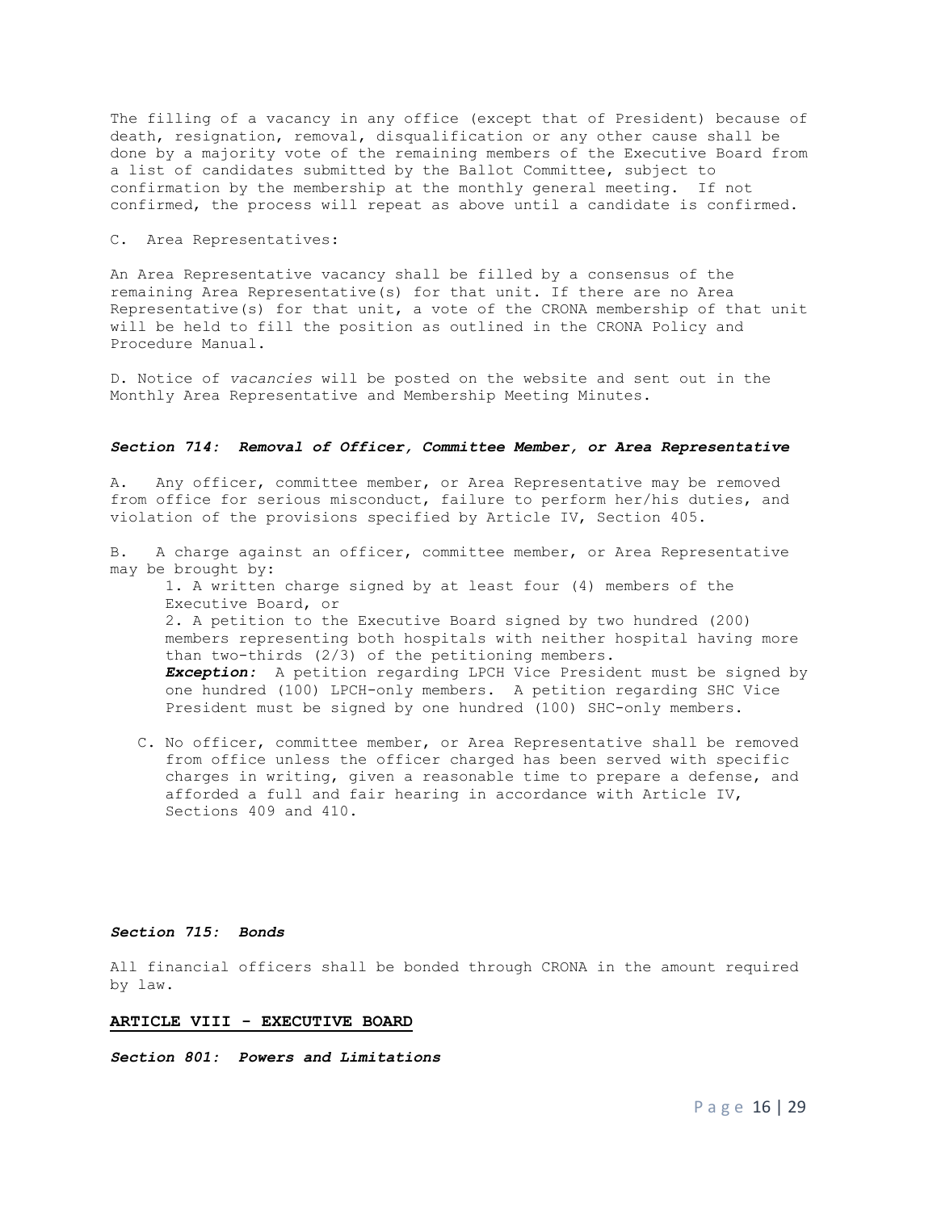The filling of a vacancy in any office (except that of President) because of death, resignation, removal, disqualification or any other cause shall be done by a majority vote of the remaining members of the Executive Board from a list of candidates submitted by the Ballot Committee, subject to confirmation by the membership at the monthly general meeting. If not confirmed, the process will repeat as above until a candidate is confirmed.

C. Area Representatives:

An Area Representative vacancy shall be filled by a consensus of the remaining Area Representative(s) for that unit. If there are no Area Representative(s) for that unit, a vote of the CRONA membership of that unit will be held to fill the position as outlined in the CRONA Policy and Procedure Manual.

D. Notice of *vacancies* will be posted on the website and sent out in the Monthly Area Representative and Membership Meeting Minutes.

***Section 714: Removal of Officer, Committee Member, or Area Representative***

A. Any officer, committee member, or Area Representative may be removed from office for serious misconduct, failure to perform her/his duties, and violation of the provisions specified by Article IV, Section 405.

B. A charge against an officer, committee member, or Area Representative may be brought by:

1. A written charge signed by at least four (4) members of the Executive Board, or
2. A petition to the Executive Board signed by two hundred (200) members representing both hospitals with neither hospital having more than two-thirds (2/3) of the petitioning members.
***Exception:*** A petition regarding LPCH Vice President must be signed by one hundred (100) LPCH-only members. A petition regarding SHC Vice President must be signed by one hundred (100) SHC-only members.

C. No officer, committee member, or Area Representative shall be removed from office unless the officer charged has been served with specific charges in writing, given a reasonable time to prepare a defense, and afforded a full and fair hearing in accordance with Article IV, Sections 409 and 410.

***Section 715: Bonds***

All financial officers shall be bonded through CRONA in the amount required by law.

## ARTICLE VIII - EXECUTIVE BOARD

***Section 801: Powers and Limitations***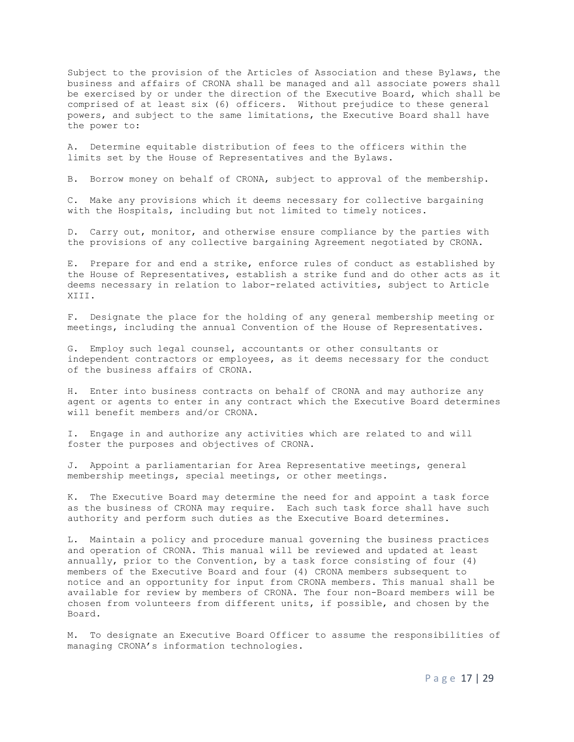Subject to the provision of the Articles of Association and these Bylaws, the business and affairs of CRONA shall be managed and all associate powers shall be exercised by or under the direction of the Executive Board, which shall be comprised of at least six (6) officers. Without prejudice to these general powers, and subject to the same limitations, the Executive Board shall have the power to:

A. Determine equitable distribution of fees to the officers within the limits set by the House of Representatives and the Bylaws.

B. Borrow money on behalf of CRONA, subject to approval of the membership.

C. Make any provisions which it deems necessary for collective bargaining with the Hospitals, including but not limited to timely notices.

D. Carry out, monitor, and otherwise ensure compliance by the parties with the provisions of any collective bargaining Agreement negotiated by CRONA.

E. Prepare for and end a strike, enforce rules of conduct as established by the House of Representatives, establish a strike fund and do other acts as it deems necessary in relation to labor-related activities, subject to Article XIII.

F. Designate the place for the holding of any general membership meeting or meetings, including the annual Convention of the House of Representatives.

G. Employ such legal counsel, accountants or other consultants or independent contractors or employees, as it deems necessary for the conduct of the business affairs of CRONA.

H. Enter into business contracts on behalf of CRONA and may authorize any agent or agents to enter in any contract which the Executive Board determines will benefit members and/or CRONA.

I. Engage in and authorize any activities which are related to and will foster the purposes and objectives of CRONA.

J. Appoint a parliamentarian for Area Representative meetings, general membership meetings, special meetings, or other meetings.

K. The Executive Board may determine the need for and appoint a task force as the business of CRONA may require. Each such task force shall have such authority and perform such duties as the Executive Board determines.

L. Maintain a policy and procedure manual governing the business practices and operation of CRONA. This manual will be reviewed and updated at least annually, prior to the Convention, by a task force consisting of four (4) members of the Executive Board and four (4) CRONA members subsequent to notice and an opportunity for input from CRONA members. This manual shall be available for review by members of CRONA. The four non-Board members will be chosen from volunteers from different units, if possible, and chosen by the Board.

M. To designate an Executive Board Officer to assume the responsibilities of managing CRONA's information technologies.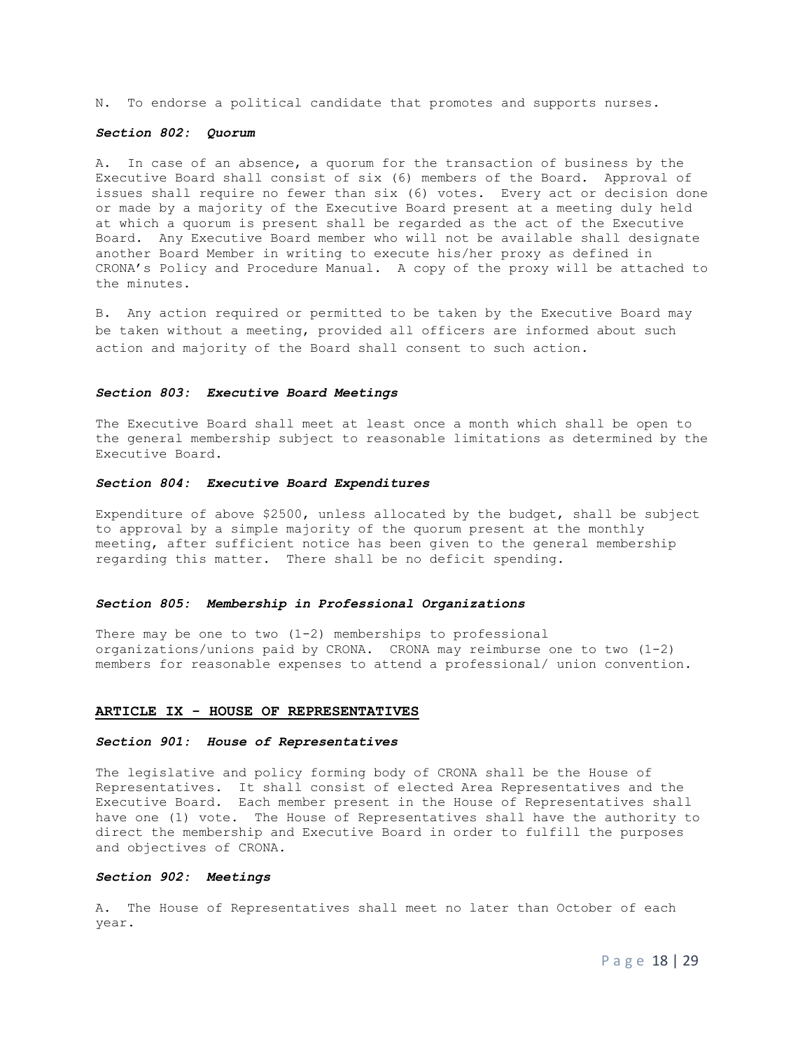N. To endorse a political candidate that promotes and supports nurses.

***Section 802: Quorum***

A. In case of an absence, a quorum for the transaction of business by the Executive Board shall consist of six (6) members of the Board. Approval of issues shall require no fewer than six (6) votes. Every act or decision done or made by a majority of the Executive Board present at a meeting duly held at which a quorum is present shall be regarded as the act of the Executive Board. Any Executive Board member who will not be available shall designate another Board Member in writing to execute his/her proxy as defined in CRONA's Policy and Procedure Manual. A copy of the proxy will be attached to the minutes.

B. Any action required or permitted to be taken by the Executive Board may be taken without a meeting, provided all officers are informed about such action and majority of the Board shall consent to such action.

***Section 803: Executive Board Meetings***

The Executive Board shall meet at least once a month which shall be open to the general membership subject to reasonable limitations as determined by the Executive Board.

***Section 804: Executive Board Expenditures***

Expenditure of above $2500, unless allocated by the budget, shall be subject to approval by a simple majority of the quorum present at the monthly meeting, after sufficient notice has been given to the general membership regarding this matter. There shall be no deficit spending.

***Section 805: Membership in Professional Organizations***

There may be one to two (1-2) memberships to professional organizations/unions paid by CRONA. CRONA may reimburse one to two (1-2) members for reasonable expenses to attend a professional/ union convention.

## ARTICLE IX - HOUSE OF REPRESENTATIVES

***Section 901: House of Representatives***

The legislative and policy forming body of CRONA shall be the House of Representatives. It shall consist of elected Area Representatives and the Executive Board. Each member present in the House of Representatives shall have one (1) vote. The House of Representatives shall have the authority to direct the membership and Executive Board in order to fulfill the purposes and objectives of CRONA.

***Section 902: Meetings***

A. The House of Representatives shall meet no later than October of each year.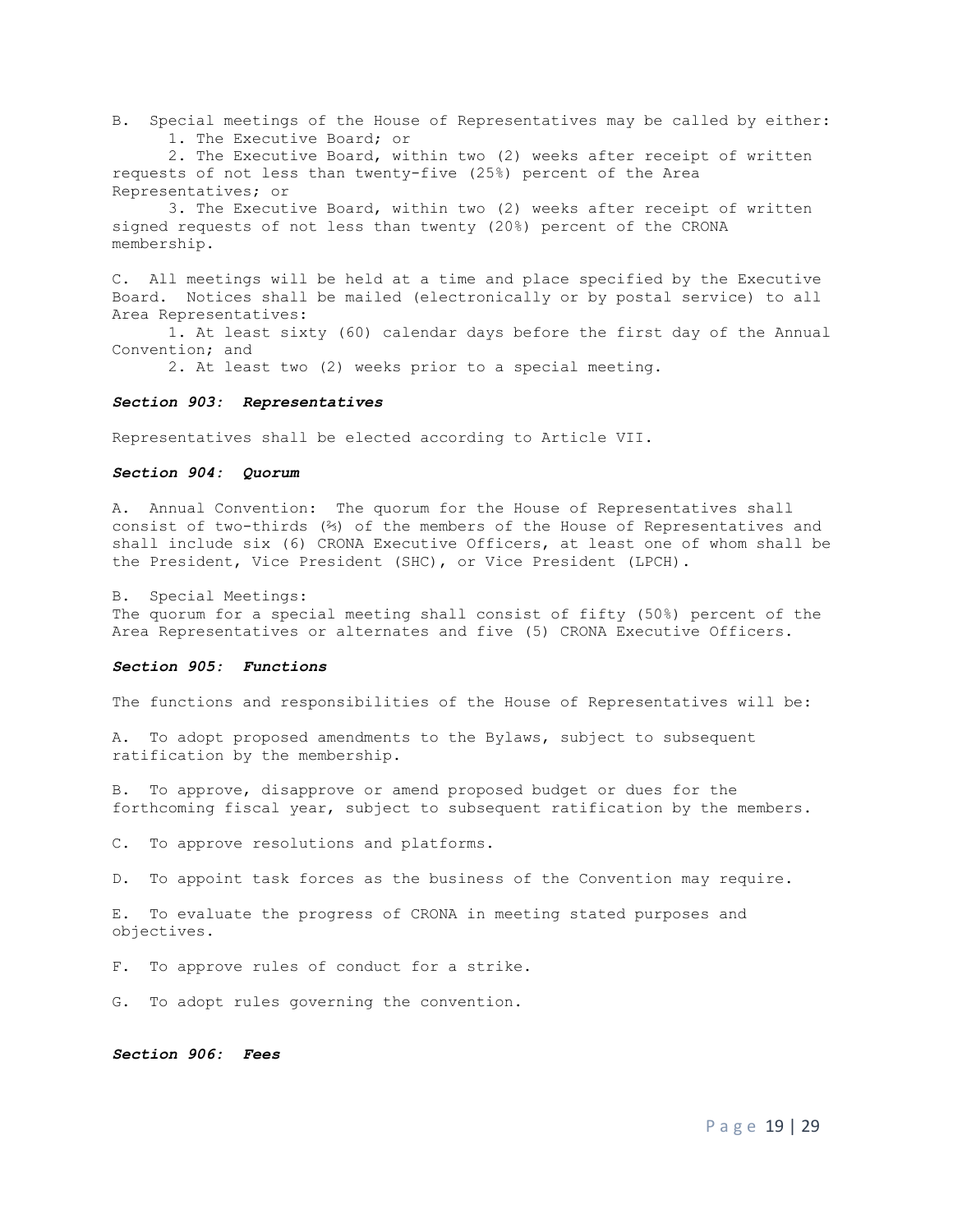B. Special meetings of the House of Representatives may be called by either:

1. The Executive Board; or
2. The Executive Board, within two (2) weeks after receipt of written requests of not less than twenty-five (25%) percent of the Area Representatives; or
3. The Executive Board, within two (2) weeks after receipt of written signed requests of not less than twenty (20%) percent of the CRONA membership.

C. All meetings will be held at a time and place specified by the Executive Board. Notices shall be mailed (electronically or by postal service) to all Area Representatives:

1. At least sixty (60) calendar days before the first day of the Annual Convention; and
2. At least two (2) weeks prior to a special meeting.

### ***Section 903: Representatives***

Representatives shall be elected according to Article VII.

### ***Section 904: Quorum***

A. Annual Convention: The quorum for the House of Representatives shall consist of two-thirds (⅔) of the members of the House of Representatives and shall include six (6) CRONA Executive Officers, at least one of whom shall be the President, Vice President (SHC), or Vice President (LPCH).

B. Special Meetings:
The quorum for a special meeting shall consist of fifty (50%) percent of the Area Representatives or alternates and five (5) CRONA Executive Officers.

### ***Section 905: Functions***

The functions and responsibilities of the House of Representatives will be:

A. To adopt proposed amendments to the Bylaws, subject to subsequent ratification by the membership.

B. To approve, disapprove or amend proposed budget or dues for the forthcoming fiscal year, subject to subsequent ratification by the members.

C. To approve resolutions and platforms.

D. To appoint task forces as the business of the Convention may require.

E. To evaluate the progress of CRONA in meeting stated purposes and objectives.

F. To approve rules of conduct for a strike.

G. To adopt rules governing the convention.

### ***Section 906: Fees***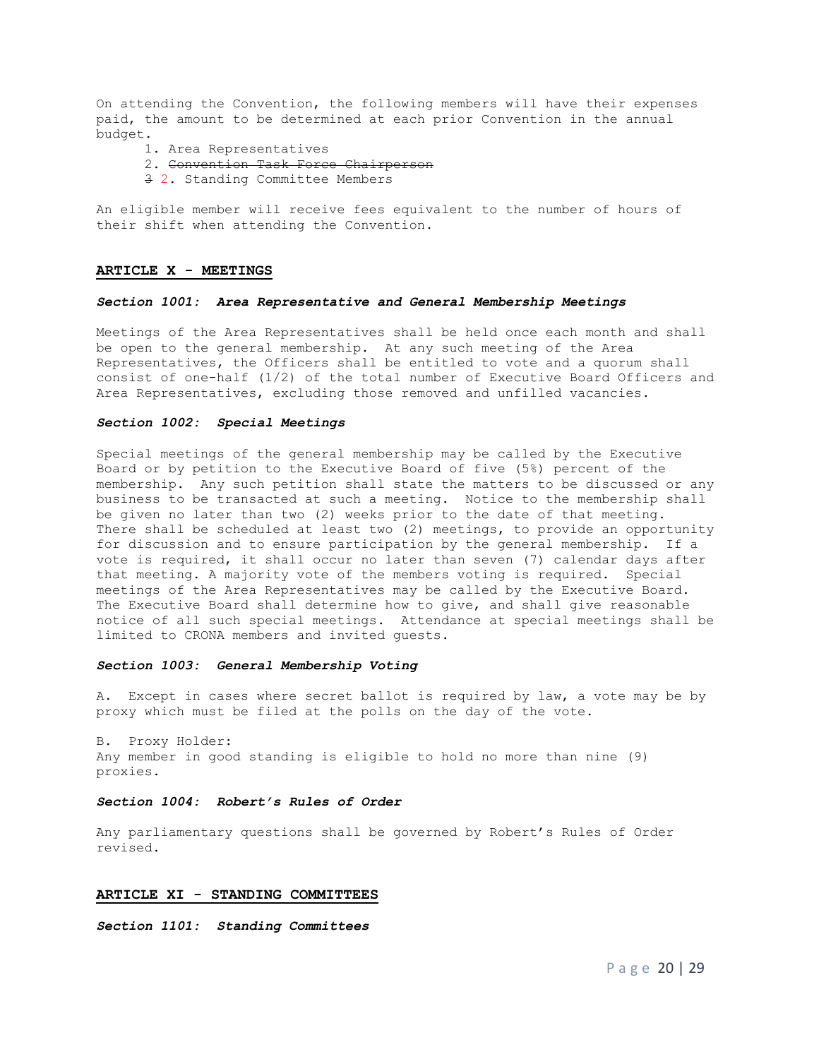On attending the Convention, the following members will have their expenses paid, the amount to be determined at each prior Convention in the annual budget.

1. Area Representatives
2. ~~Convention Task Force Chairperson~~
~~3~~ 2. Standing Committee Members

An eligible member will receive fees equivalent to the number of hours of their shift when attending the Convention.

## ARTICLE X - MEETINGS

### *Section 1001: Area Representative and General Membership Meetings*

Meetings of the Area Representatives shall be held once each month and shall be open to the general membership. At any such meeting of the Area Representatives, the Officers shall be entitled to vote and a quorum shall consist of one-half (1/2) of the total number of Executive Board Officers and Area Representatives, excluding those removed and unfilled vacancies.

### *Section 1002: Special Meetings*

Special meetings of the general membership may be called by the Executive Board or by petition to the Executive Board of five (5%) percent of the membership. Any such petition shall state the matters to be discussed or any business to be transacted at such a meeting. Notice to the membership shall be given no later than two (2) weeks prior to the date of that meeting. There shall be scheduled at least two (2) meetings, to provide an opportunity for discussion and to ensure participation by the general membership. If a vote is required, it shall occur no later than seven (7) calendar days after that meeting. A majority vote of the members voting is required. Special meetings of the Area Representatives may be called by the Executive Board. The Executive Board shall determine how to give, and shall give reasonable notice of all such special meetings. Attendance at special meetings shall be limited to CRONA members and invited guests.

### *Section 1003: General Membership Voting*

A. Except in cases where secret ballot is required by law, a vote may be by proxy which must be filed at the polls on the day of the vote.

B. Proxy Holder:
Any member in good standing is eligible to hold no more than nine (9) proxies.

### *Section 1004: Robert's Rules of Order*

Any parliamentary questions shall be governed by Robert's Rules of Order revised.

## ARTICLE XI - STANDING COMMITTEES

### *Section 1101: Standing Committees*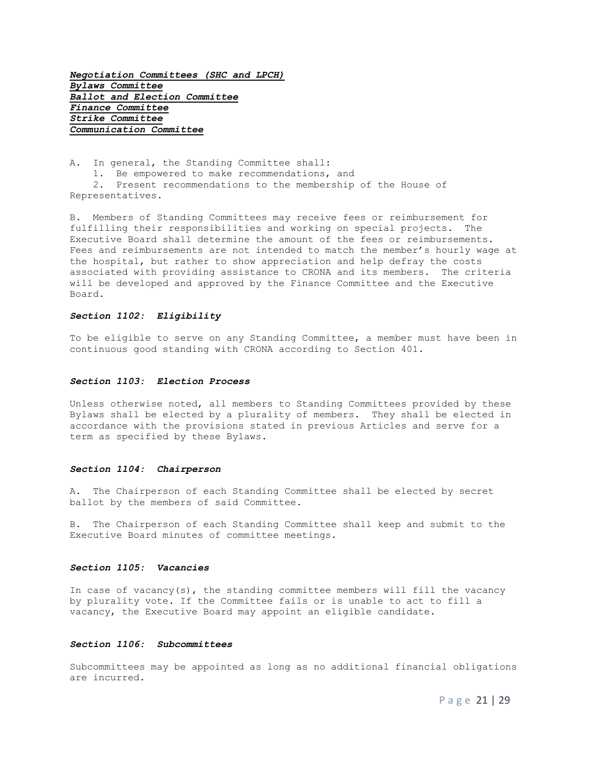***Negotiation Committees (SHC and LPCH)***
***Bylaws Committee***
***Ballot and Election Committee***
***Finance Committee***
***Strike Committee***
***Communication Committee***

A. In general, the Standing Committee shall:
1. Be empowered to make recommendations, and
2. Present recommendations to the membership of the House of Representatives.

B. Members of Standing Committees may receive fees or reimbursement for fulfilling their responsibilities and working on special projects. The Executive Board shall determine the amount of the fees or reimbursements. Fees and reimbursements are not intended to match the member's hourly wage at the hospital, but rather to show appreciation and help defray the costs associated with providing assistance to CRONA and its members. The criteria will be developed and approved by the Finance Committee and the Executive Board.

#### ***Section 1102: Eligibility***

To be eligible to serve on any Standing Committee, a member must have been in continuous good standing with CRONA according to Section 401.

#### ***Section 1103: Election Process***

Unless otherwise noted, all members to Standing Committees provided by these Bylaws shall be elected by a plurality of members. They shall be elected in accordance with the provisions stated in previous Articles and serve for a term as specified by these Bylaws.

#### ***Section 1104: Chairperson***

A. The Chairperson of each Standing Committee shall be elected by secret ballot by the members of said Committee.

B. The Chairperson of each Standing Committee shall keep and submit to the Executive Board minutes of committee meetings.

#### ***Section 1105: Vacancies***

In case of vacancy(s), the standing committee members will fill the vacancy by plurality vote. If the Committee fails or is unable to act to fill a vacancy, the Executive Board may appoint an eligible candidate.

#### ***Section 1106: Subcommittees***

Subcommittees may be appointed as long as no additional financial obligations are incurred.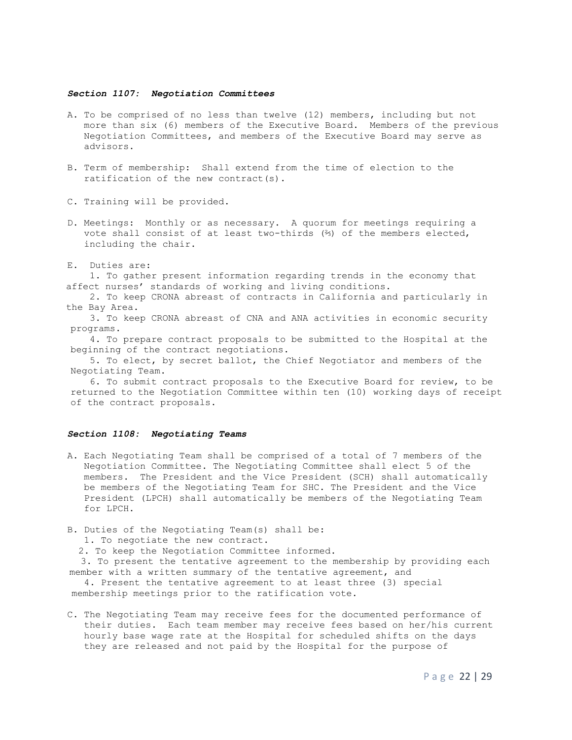### ***Section 1107: Negotiation Committees***

A. To be comprised of no less than twelve (12) members, including but not more than six (6) members of the Executive Board. Members of the previous Negotiation Committees, and members of the Executive Board may serve as advisors.

B. Term of membership: Shall extend from the time of election to the ratification of the new contract(s).

C. Training will be provided.

D. Meetings: Monthly or as necessary. A quorum for meetings requiring a vote shall consist of at least two-thirds (⅔) of the members elected, including the chair.

E. Duties are:

1. To gather present information regarding trends in the economy that affect nurses' standards of working and living conditions.
2. To keep CRONA abreast of contracts in California and particularly in the Bay Area.
3. To keep CRONA abreast of CNA and ANA activities in economic security programs.
4. To prepare contract proposals to be submitted to the Hospital at the beginning of the contract negotiations.
5. To elect, by secret ballot, the Chief Negotiator and members of the Negotiating Team.
6. To submit contract proposals to the Executive Board for review, to be returned to the Negotiation Committee within ten (10) working days of receipt of the contract proposals.

### ***Section 1108: Negotiating Teams***

A. Each Negotiating Team shall be comprised of a total of 7 members of the Negotiation Committee. The Negotiating Committee shall elect 5 of the members. The President and the Vice President (SCH) shall automatically be members of the Negotiating Team for SHC. The President and the Vice President (LPCH) shall automatically be members of the Negotiating Team for LPCH.

B. Duties of the Negotiating Team(s) shall be:

1. To negotiate the new contract.
2. To keep the Negotiation Committee informed.
3. To present the tentative agreement to the membership by providing each member with a written summary of the tentative agreement, and
4. Present the tentative agreement to at least three (3) special membership meetings prior to the ratification vote.

C. The Negotiating Team may receive fees for the documented performance of their duties. Each team member may receive fees based on her/his current hourly base wage rate at the Hospital for scheduled shifts on the days they are released and not paid by the Hospital for the purpose of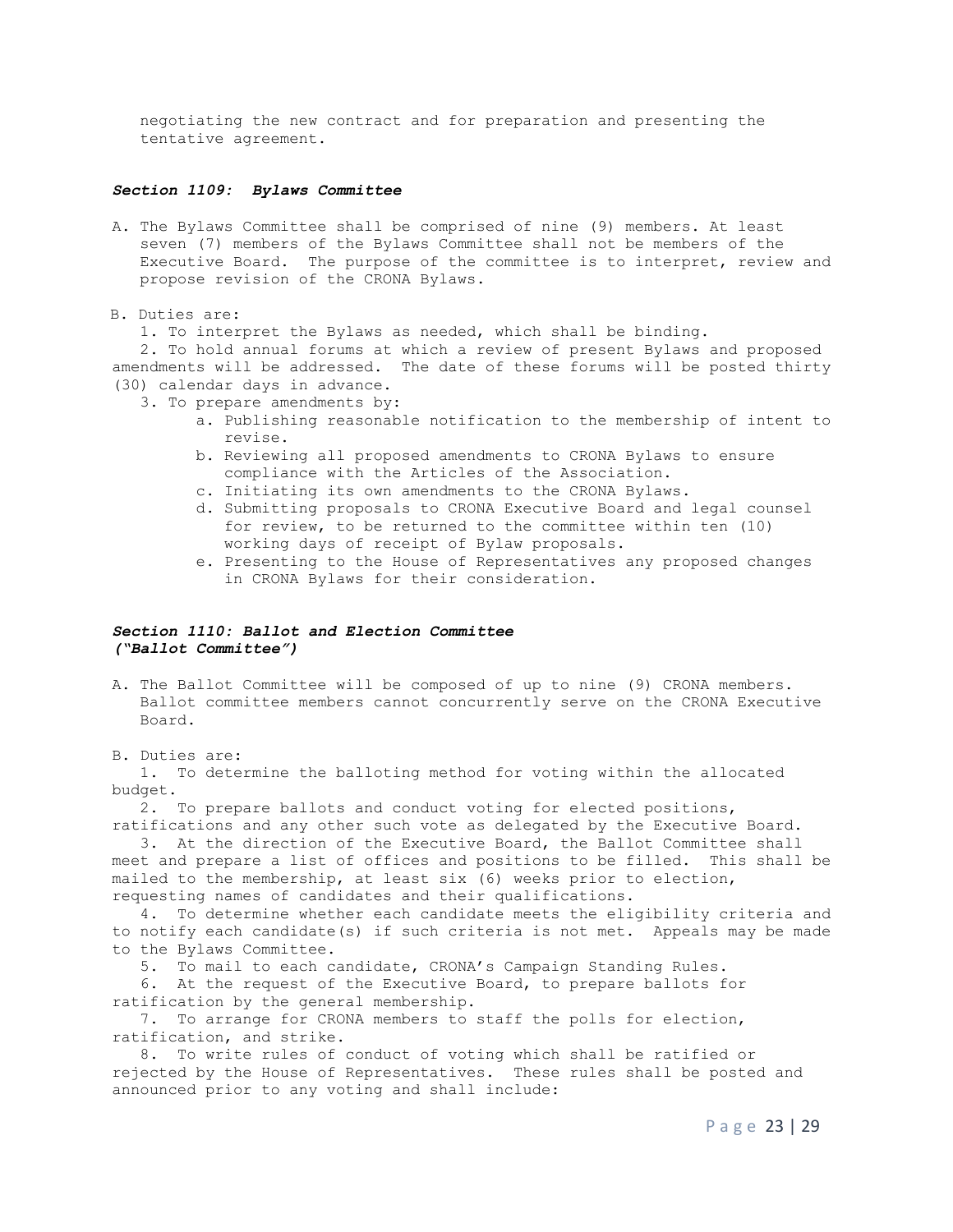negotiating the new contract and for preparation and presenting the tentative agreement.

### *Section 1109: Bylaws Committee*

A. The Bylaws Committee shall be comprised of nine (9) members. At least seven (7) members of the Bylaws Committee shall not be members of the Executive Board. The purpose of the committee is to interpret, review and propose revision of the CRONA Bylaws.

B. Duties are:

1. To interpret the Bylaws as needed, which shall be binding.
2. To hold annual forums at which a review of present Bylaws and proposed amendments will be addressed. The date of these forums will be posted thirty (30) calendar days in advance.
3. To prepare amendments by:
    a. Publishing reasonable notification to the membership of intent to revise.
    b. Reviewing all proposed amendments to CRONA Bylaws to ensure compliance with the Articles of the Association.
    c. Initiating its own amendments to the CRONA Bylaws.
    d. Submitting proposals to CRONA Executive Board and legal counsel for review, to be returned to the committee within ten (10) working days of receipt of Bylaw proposals.
    e. Presenting to the House of Representatives any proposed changes in CRONA Bylaws for their consideration.

### *Section 1110: Ballot and Election Committee ("Ballot Committee")*

A. The Ballot Committee will be composed of up to nine (9) CRONA members. Ballot committee members cannot concurrently serve on the CRONA Executive Board.

B. Duties are:

1. To determine the balloting method for voting within the allocated budget.
2. To prepare ballots and conduct voting for elected positions, ratifications and any other such vote as delegated by the Executive Board.
3. At the direction of the Executive Board, the Ballot Committee shall meet and prepare a list of offices and positions to be filled. This shall be mailed to the membership, at least six (6) weeks prior to election, requesting names of candidates and their qualifications.
4. To determine whether each candidate meets the eligibility criteria and to notify each candidate(s) if such criteria is not met. Appeals may be made to the Bylaws Committee.
5. To mail to each candidate, CRONA's Campaign Standing Rules.
6. At the request of the Executive Board, to prepare ballots for ratification by the general membership.
7. To arrange for CRONA members to staff the polls for election, ratification, and strike.
8. To write rules of conduct of voting which shall be ratified or rejected by the House of Representatives. These rules shall be posted and announced prior to any voting and shall include: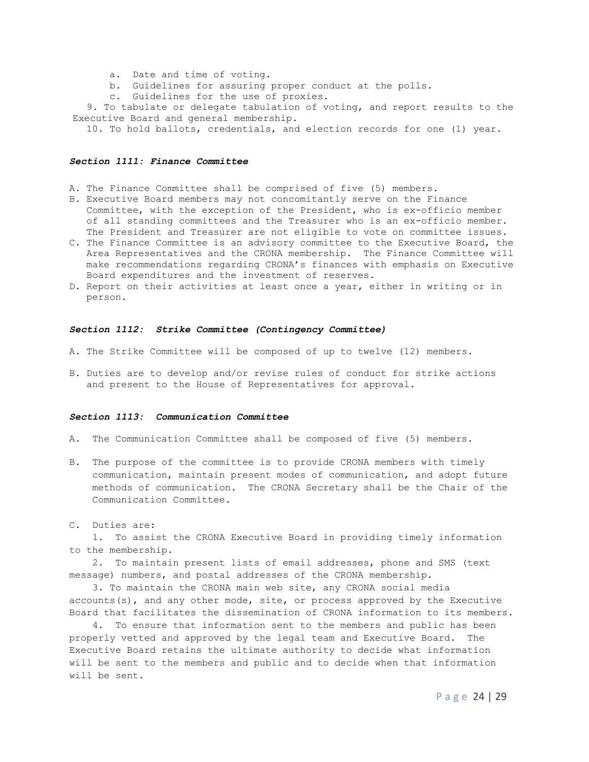a. Date and time of voting.
b. Guidelines for assuring proper conduct at the polls.
c. Guidelines for the use of proxies.

9. To tabulate or delegate tabulation of voting, and report results to the Executive Board and general membership.

10. To hold ballots, credentials, and election records for one (1) year.

### ***Section 1111: Finance Committee***

A. The Finance Committee shall be comprised of five (5) members.
B. Executive Board members may not concomitantly serve on the Finance Committee, with the exception of the President, who is ex-officio member of all standing committees and the Treasurer who is an ex-officio member. The President and Treasurer are not eligible to vote on committee issues.
C. The Finance Committee is an advisory committee to the Executive Board, the Area Representatives and the CRONA membership. The Finance Committee will make recommendations regarding CRONA's finances with emphasis on Executive Board expenditures and the investment of reserves.
D. Report on their activities at least once a year, either in writing or in person.

### ***Section 1112: Strike Committee (Contingency Committee)***

A. The Strike Committee will be composed of up to twelve (12) members.

B. Duties are to develop and/or revise rules of conduct for strike actions and present to the House of Representatives for approval.

### ***Section 1113: Communication Committee***

A. The Communication Committee shall be composed of five (5) members.

B. The purpose of the committee is to provide CRONA members with timely communication, maintain present modes of communication, and adopt future methods of communication. The CRONA Secretary shall be the Chair of the Communication Committee.

C. Duties are:

1. To assist the CRONA Executive Board in providing timely information to the membership.

2. To maintain present lists of email addresses, phone and SMS (text message) numbers, and postal addresses of the CRONA membership.

3. To maintain the CRONA main web site, any CRONA social media accounts(s), and any other mode, site, or process approved by the Executive Board that facilitates the dissemination of CRONA information to its members.

4. To ensure that information sent to the members and public has been properly vetted and approved by the legal team and Executive Board. The Executive Board retains the ultimate authority to decide what information will be sent to the members and public and to decide when that information will be sent.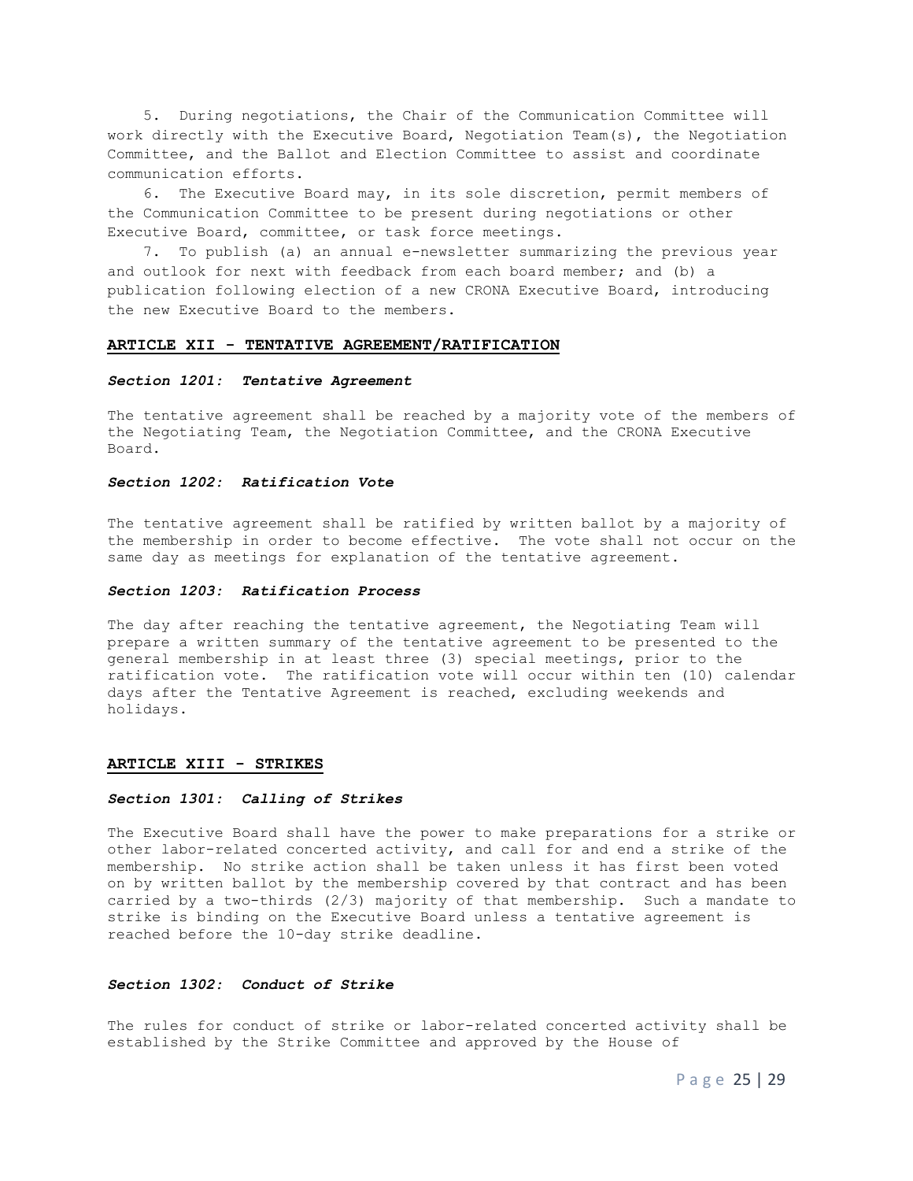5. During negotiations, the Chair of the Communication Committee will work directly with the Executive Board, Negotiation Team(s), the Negotiation Committee, and the Ballot and Election Committee to assist and coordinate communication efforts.

6. The Executive Board may, in its sole discretion, permit members of the Communication Committee to be present during negotiations or other Executive Board, committee, or task force meetings.

7. To publish (a) an annual e-newsletter summarizing the previous year and outlook for next with feedback from each board member; and (b) a publication following election of a new CRONA Executive Board, introducing the new Executive Board to the members.

## ARTICLE XII - TENTATIVE AGREEMENT/RATIFICATION

### *Section 1201: Tentative Agreement*

The tentative agreement shall be reached by a majority vote of the members of the Negotiating Team, the Negotiation Committee, and the CRONA Executive Board.

### *Section 1202: Ratification Vote*

The tentative agreement shall be ratified by written ballot by a majority of the membership in order to become effective. The vote shall not occur on the same day as meetings for explanation of the tentative agreement.

### *Section 1203: Ratification Process*

The day after reaching the tentative agreement, the Negotiating Team will prepare a written summary of the tentative agreement to be presented to the general membership in at least three (3) special meetings, prior to the ratification vote. The ratification vote will occur within ten (10) calendar days after the Tentative Agreement is reached, excluding weekends and holidays.

## ARTICLE XIII - STRIKES

### *Section 1301: Calling of Strikes*

The Executive Board shall have the power to make preparations for a strike or other labor-related concerted activity, and call for and end a strike of the membership. No strike action shall be taken unless it has first been voted on by written ballot by the membership covered by that contract and has been carried by a two-thirds (2/3) majority of that membership. Such a mandate to strike is binding on the Executive Board unless a tentative agreement is reached before the 10-day strike deadline.

### *Section 1302: Conduct of Strike*

The rules for conduct of strike or labor-related concerted activity shall be established by the Strike Committee and approved by the House of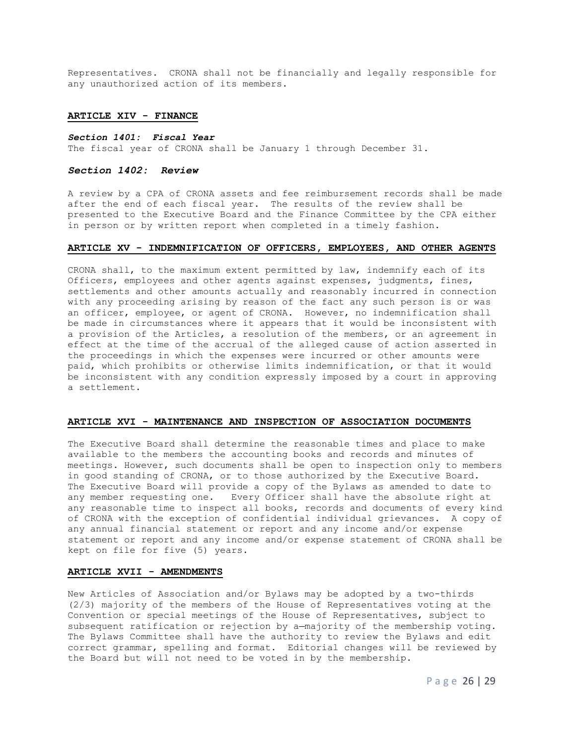Representatives. CRONA shall not be financially and legally responsible for any unauthorized action of its members.

## ARTICLE XIV - FINANCE

### *Section 1401: Fiscal Year*

The fiscal year of CRONA shall be January 1 through December 31.

### *Section 1402: Review*

A review by a CPA of CRONA assets and fee reimbursement records shall be made after the end of each fiscal year. The results of the review shall be presented to the Executive Board and the Finance Committee by the CPA either in person or by written report when completed in a timely fashion.

## ARTICLE XV - INDEMNIFICATION OF OFFICERS, EMPLOYEES, AND OTHER AGENTS

CRONA shall, to the maximum extent permitted by law, indemnify each of its Officers, employees and other agents against expenses, judgments, fines, settlements and other amounts actually and reasonably incurred in connection with any proceeding arising by reason of the fact any such person is or was an officer, employee, or agent of CRONA. However, no indemnification shall be made in circumstances where it appears that it would be inconsistent with a provision of the Articles, a resolution of the members, or an agreement in effect at the time of the accrual of the alleged cause of action asserted in the proceedings in which the expenses were incurred or other amounts were paid, which prohibits or otherwise limits indemnification, or that it would be inconsistent with any condition expressly imposed by a court in approving a settlement.

## ARTICLE XVI - MAINTENANCE AND INSPECTION OF ASSOCIATION DOCUMENTS

The Executive Board shall determine the reasonable times and place to make available to the members the accounting books and records and minutes of meetings. However, such documents shall be open to inspection only to members in good standing of CRONA, or to those authorized by the Executive Board. The Executive Board will provide a copy of the Bylaws as amended to date to any member requesting one. Every Officer shall have the absolute right at any reasonable time to inspect all books, records and documents of every kind of CRONA with the exception of confidential individual grievances. A copy of any annual financial statement or report and any income and/or expense statement or report and any income and/or expense statement of CRONA shall be kept on file for five (5) years.

## ARTICLE XVII - AMENDMENTS

New Articles of Association and/or Bylaws may be adopted by a two-thirds (2/3) majority of the members of the House of Representatives voting at the Convention or special meetings of the House of Representatives, subject to subsequent ratification or rejection by a—majority of the membership voting. The Bylaws Committee shall have the authority to review the Bylaws and edit correct grammar, spelling and format. Editorial changes will be reviewed by the Board but will not need to be voted in by the membership.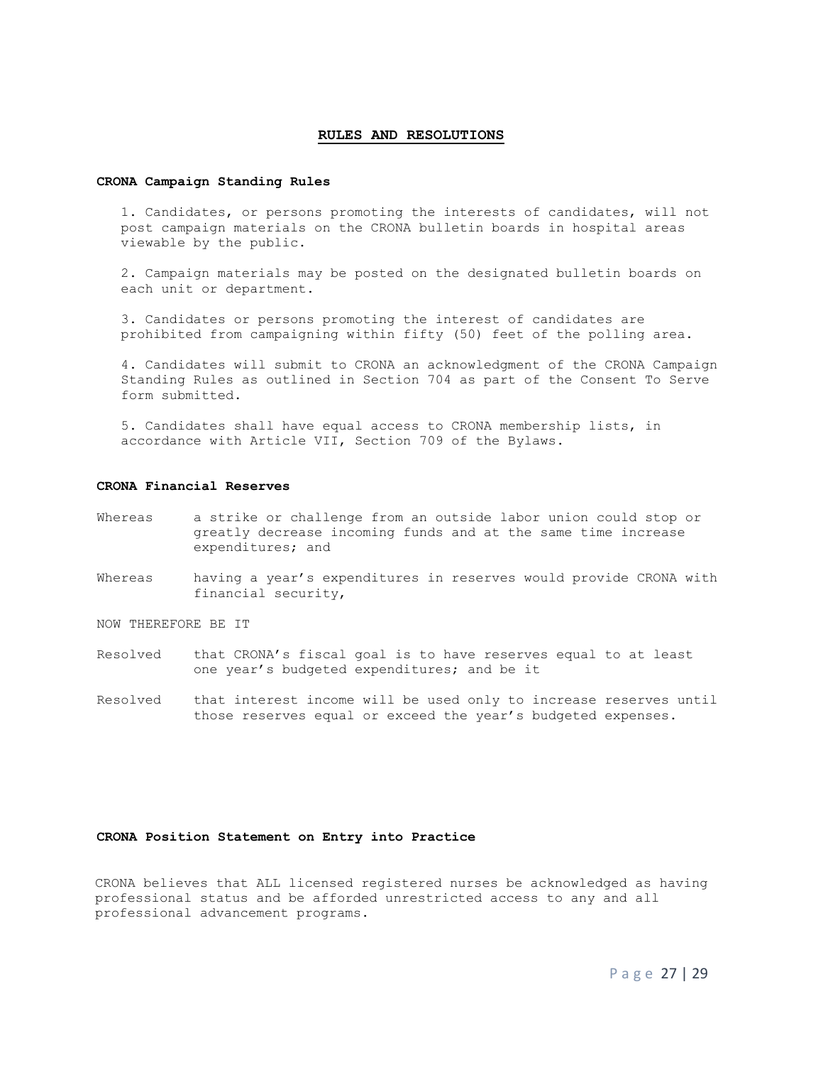## RULES AND RESOLUTIONS

### CRONA Campaign Standing Rules

1. Candidates, or persons promoting the interests of candidates, will not post campaign materials on the CRONA bulletin boards in hospital areas viewable by the public.

2. Campaign materials may be posted on the designated bulletin boards on each unit or department.

3. Candidates or persons promoting the interest of candidates are prohibited from campaigning within fifty (50) feet of the polling area.

4. Candidates will submit to CRONA an acknowledgment of the CRONA Campaign Standing Rules as outlined in Section 704 as part of the Consent To Serve form submitted.

5. Candidates shall have equal access to CRONA membership lists, in accordance with Article VII, Section 709 of the Bylaws.

### CRONA Financial Reserves

Whereas a strike or challenge from an outside labor union could stop or greatly decrease incoming funds and at the same time increase expenditures; and

Whereas having a year's expenditures in reserves would provide CRONA with financial security,

NOW THEREFORE BE IT

Resolved that CRONA's fiscal goal is to have reserves equal to at least one year's budgeted expenditures; and be it

Resolved that interest income will be used only to increase reserves until those reserves equal or exceed the year's budgeted expenses.

### CRONA Position Statement on Entry into Practice

CRONA believes that ALL licensed registered nurses be acknowledged as having professional status and be afforded unrestricted access to any and all professional advancement programs.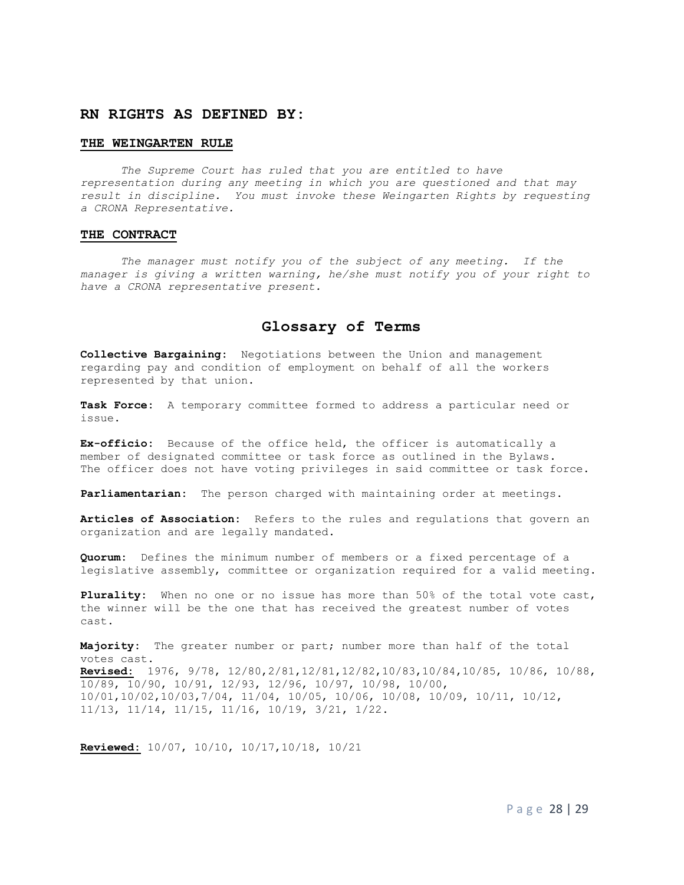## RN RIGHTS AS DEFINED BY:

### THE WEINGARTEN RULE

*The Supreme Court has ruled that you are entitled to have representation during any meeting in which you are questioned and that may result in discipline. You must invoke these Weingarten Rights by requesting a CRONA Representative.*

### THE CONTRACT

*The manager must notify you of the subject of any meeting. If the manager is giving a written warning, he/she must notify you of your right to have a CRONA representative present.*

## Glossary of Terms

**Collective Bargaining:** Negotiations between the Union and management regarding pay and condition of employment on behalf of all the workers represented by that union.

**Task Force:** A temporary committee formed to address a particular need or issue.

**Ex-officio:** Because of the office held, the officer is automatically a member of designated committee or task force as outlined in the Bylaws. The officer does not have voting privileges in said committee or task force.

**Parliamentarian:** The person charged with maintaining order at meetings.

**Articles of Association:** Refers to the rules and regulations that govern an organization and are legally mandated.

**Quorum:** Defines the minimum number of members or a fixed percentage of a legislative assembly, committee or organization required for a valid meeting.

**Plurality:** When no one or no issue has more than 50% of the total vote cast, the winner will be the one that has received the greatest number of votes cast.

**Majority:** The greater number or part; number more than half of the total votes cast.

**Revised:** 1976, 9/78, 12/80,2/81,12/81,12/82,10/83,10/84,10/85, 10/86, 10/88, 10/89, 10/90, 10/91, 12/93, 12/96, 10/97, 10/98, 10/00, 10/01,10/02,10/03,7/04, 11/04, 10/05, 10/06, 10/08, 10/09, 10/11, 10/12, 11/13, 11/14, 11/15, 11/16, 10/19, 3/21, 1/22.

**Reviewed:** 10/07, 10/10, 10/17,10/18, 10/21